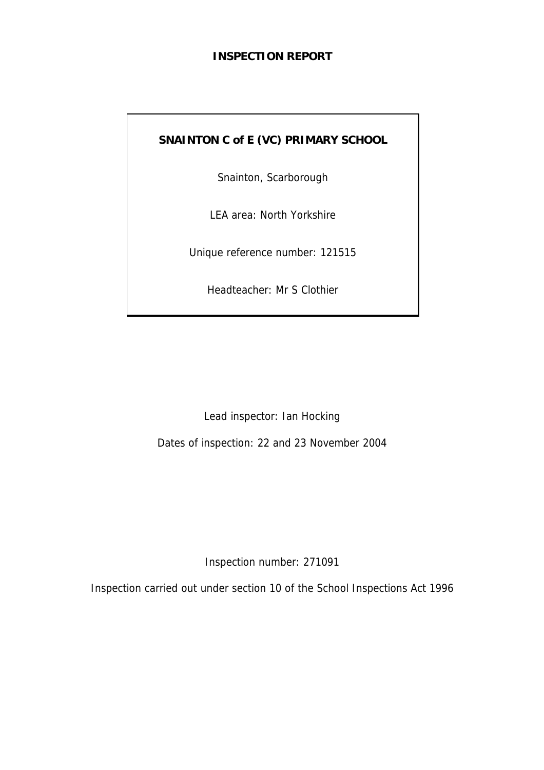# INSPECTION REPORT

**SNAINTON C of E (VC) PRIMARY SCHOOL**

Snainton, Scarborough

LEA area: North Yorkshire

Unique reference number: 121515

Headteacher: Mr S Clothier

Lead inspector: Ian Hocking

Dates of inspection: 22 and 23 November 2004

Inspection number: 271091

Inspection carried out under section 10 of the School Inspections Act 1996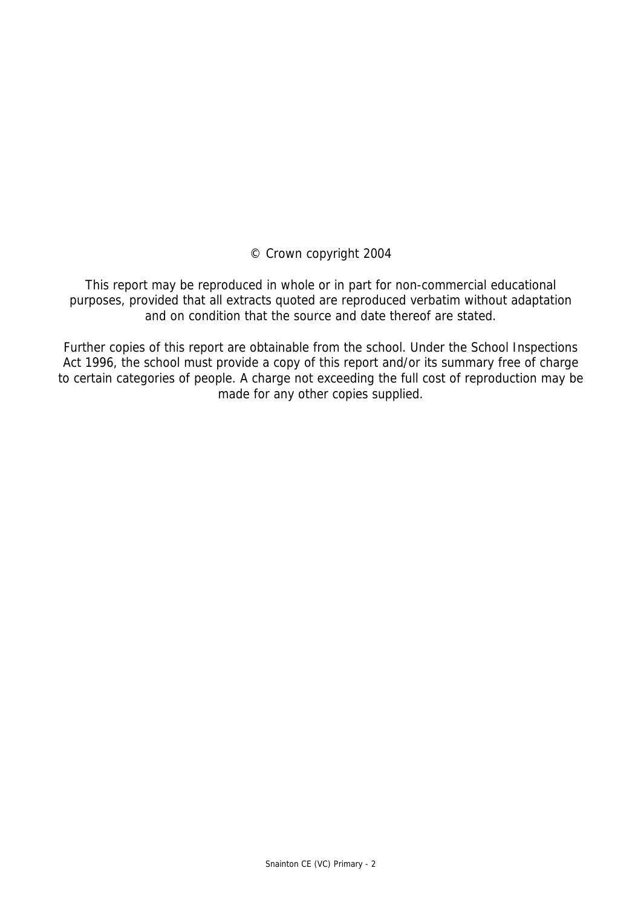© Crown copyright 2004

This report may be reproduced in whole or in part for non-commercial educational purposes, provided that all extracts quoted are reproduced verbatim without adaptation and on condition that the source and date thereof are stated.

Further copies of this report are obtainable from the school. Under the School Inspections Act 1996, the school must provide a copy of this report and/or its summary free of charge to certain categories of people. A charge not exceeding the full cost of reproduction may be made for any other copies supplied.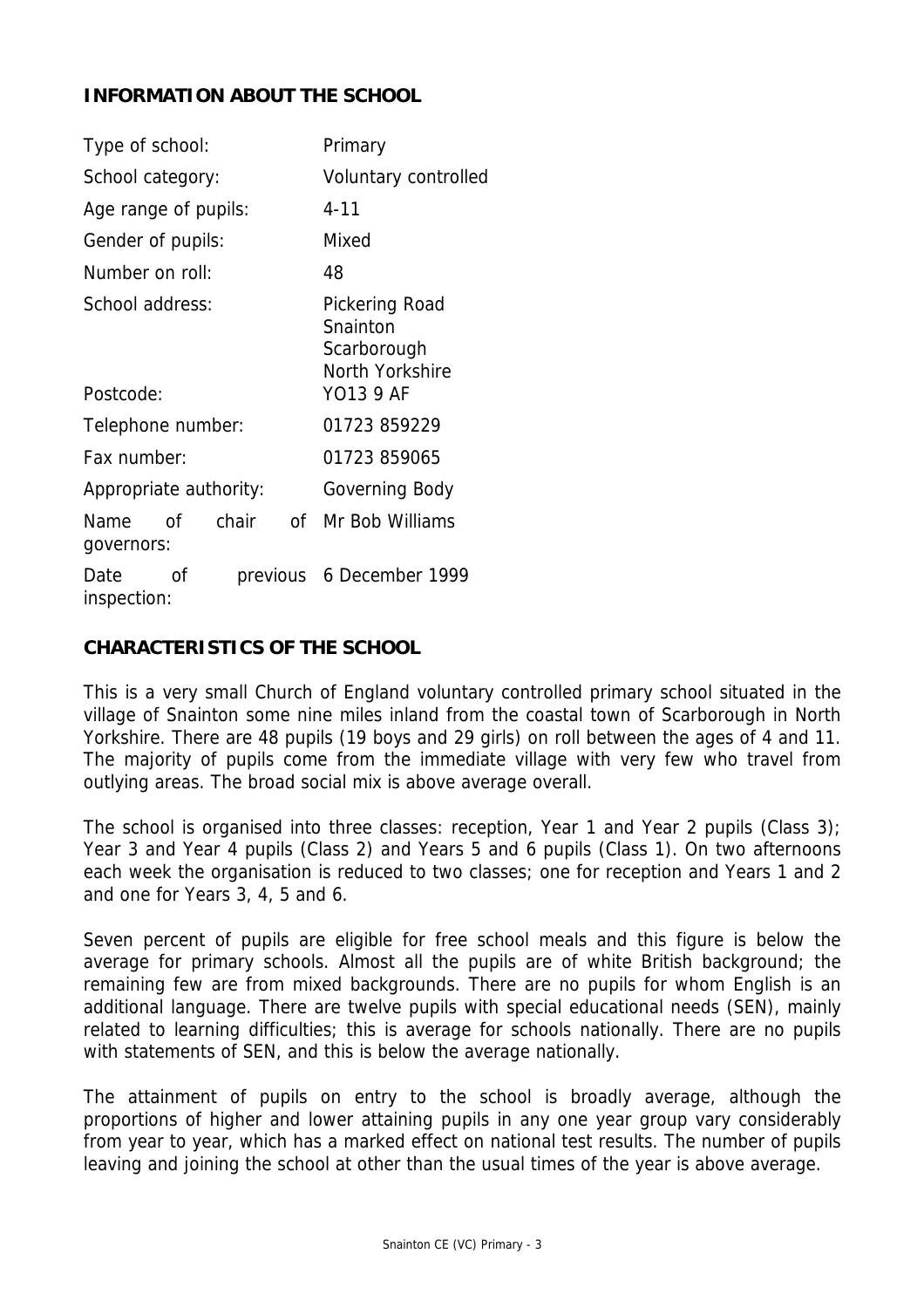## INFORMATION ABOUT THE SCHOOL

| | |
|---|---|
| Type of school: | Primary |
| School category: | Voluntary controlled |
| Age range of pupils: | 4-11 |
| Gender of pupils: | Mixed |
| Number on roll: | 48 |
| School address: | Pickering Road<br>Snainton<br>Scarborough<br>North Yorkshire |
| Postcode: | YO13 9 AF |
| Telephone number: | 01723 859229 |
| Fax number: | 01723 859065 |
| Appropriate authority: | Governing Body |
| Name of chair of governors: | Mr Bob Williams |
| Date of previous inspection: | 6 December 1999 |

## CHARACTERISTICS OF THE SCHOOL

This is a very small Church of England voluntary controlled primary school situated in the village of Snainton some nine miles inland from the coastal town of Scarborough in North Yorkshire. There are 48 pupils (19 boys and 29 girls) on roll between the ages of 4 and 11. The majority of pupils come from the immediate village with very few who travel from outlying areas. The broad social mix is above average overall.

The school is organised into three classes: reception, Year 1 and Year 2 pupils (Class 3); Year 3 and Year 4 pupils (Class 2) and Years 5 and 6 pupils (Class 1). On two afternoons each week the organisation is reduced to two classes; one for reception and Years 1 and 2 and one for Years 3, 4, 5 and 6.

Seven percent of pupils are eligible for free school meals and this figure is below the average for primary schools. Almost all the pupils are of white British background; the remaining few are from mixed backgrounds. There are no pupils for whom English is an additional language. There are twelve pupils with special educational needs (SEN), mainly related to learning difficulties; this is average for schools nationally. There are no pupils with statements of SEN, and this is below the average nationally.

The attainment of pupils on entry to the school is broadly average, although the proportions of higher and lower attaining pupils in any one year group vary considerably from year to year, which has a marked effect on national test results. The number of pupils leaving and joining the school at other than the usual times of the year is above average.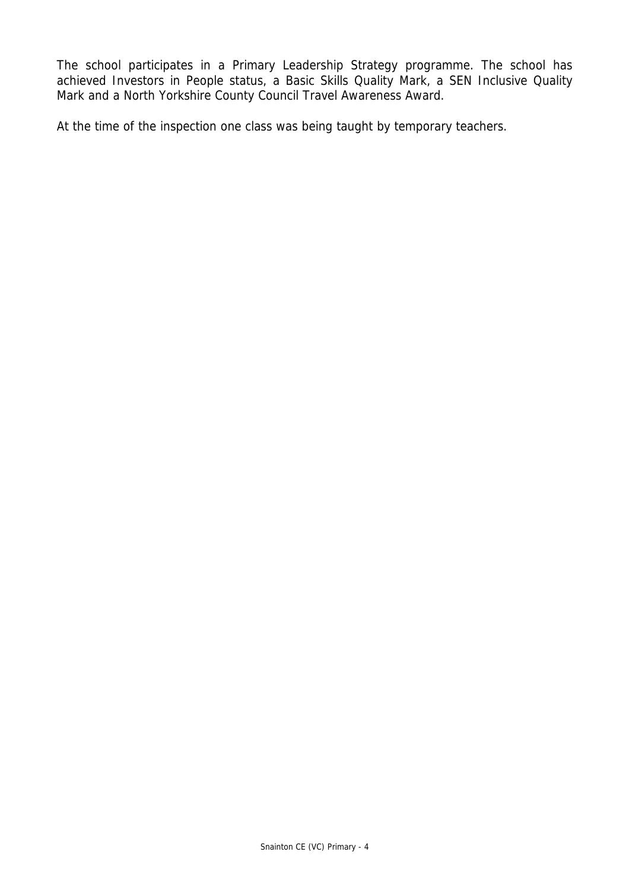The school participates in a Primary Leadership Strategy programme. The school has achieved Investors in People status, a Basic Skills Quality Mark, a SEN Inclusive Quality Mark and a North Yorkshire County Council Travel Awareness Award.

At the time of the inspection one class was being taught by temporary teachers.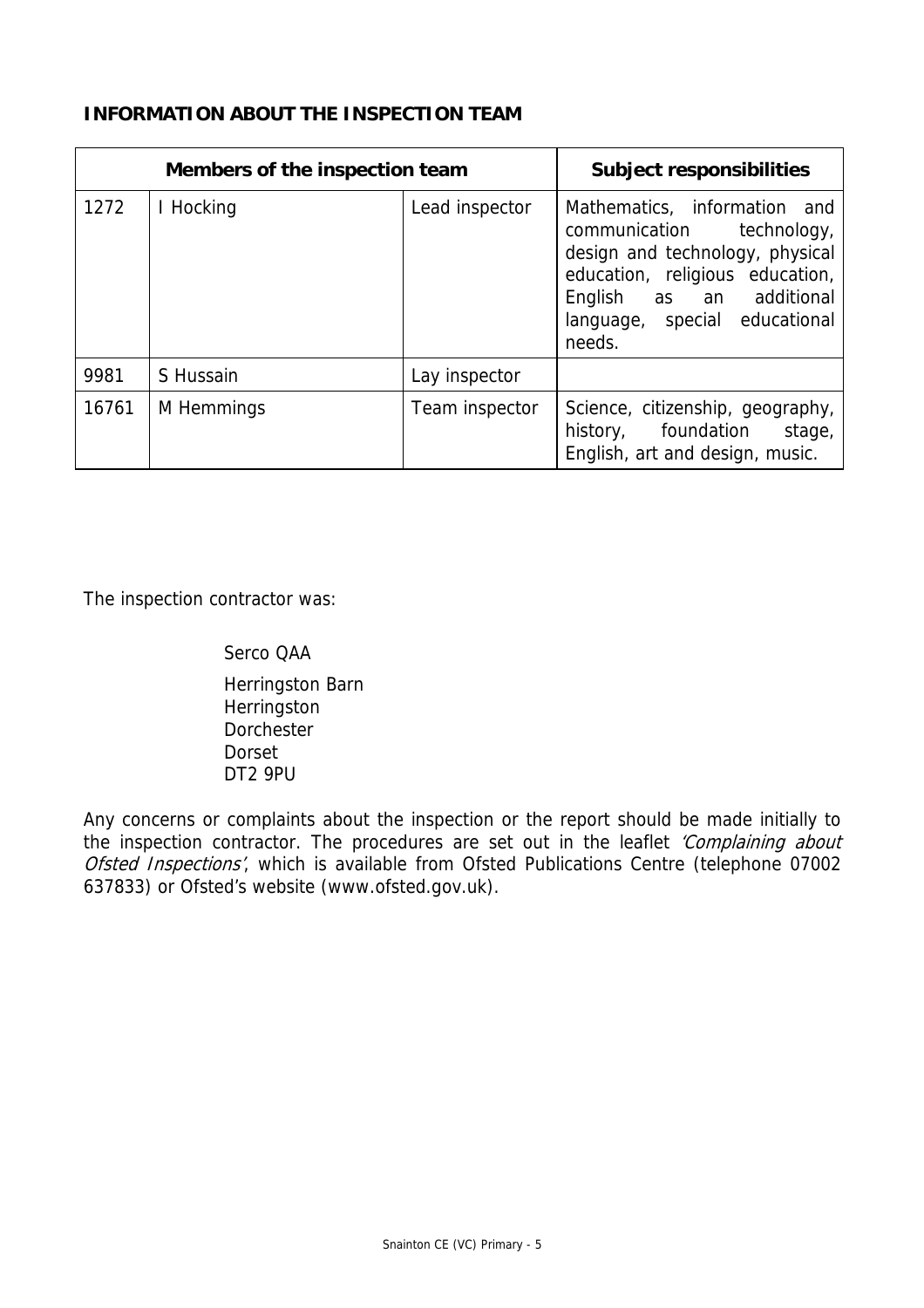**INFORMATION ABOUT THE INSPECTION TEAM**

| Members of the inspection team | | | Subject responsibilities |
|---|---|---|---|
| 1272 | I Hocking | Lead inspector | Mathematics, information and communication technology, design and technology, physical education, religious education, English as an additional language, special educational needs. |
| 9981 | S Hussain | Lay inspector | |
| 16761 | M Hemmings | Team inspector | Science, citizenship, geography, history, foundation stage, English, art and design, music. |

The inspection contractor was:

Serco QAA

Herringston Barn
Herringston
Dorchester
Dorset
DT2 9PU

Any concerns or complaints about the inspection or the report should be made initially to the inspection contractor. The procedures are set out in the leaflet *'Complaining about Ofsted Inspections'*, which is available from Ofsted Publications Centre (telephone 07002 637833) or Ofsted's website (www.ofsted.gov.uk).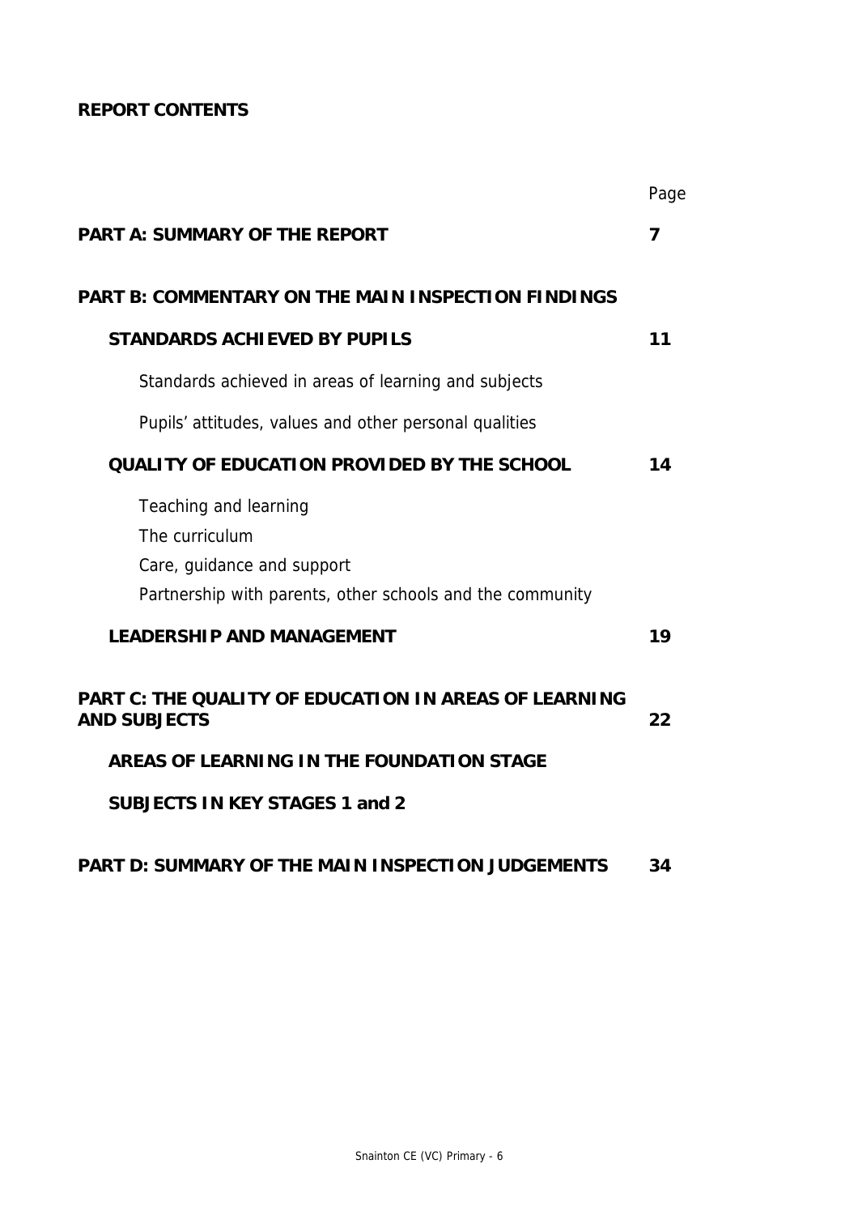**REPORT CONTENTS**

| | Page |
|---|---|
| **PART A: SUMMARY OF THE REPORT** | **7** |
| **PART B: COMMENTARY ON THE MAIN INSPECTION FINDINGS** | |
| **STANDARDS ACHIEVED BY PUPILS** | **11** |
| Standards achieved in areas of learning and subjects | |
| Pupils' attitudes, values and other personal qualities | |
| **QUALITY OF EDUCATION PROVIDED BY THE SCHOOL** | **14** |
| Teaching and learning | |
| The curriculum | |
| Care, guidance and support | |
| Partnership with parents, other schools and the community | |
| **LEADERSHIP AND MANAGEMENT** | **19** |
| **PART C: THE QUALITY OF EDUCATION IN AREAS OF LEARNING AND SUBJECTS** | **22** |
| **AREAS OF LEARNING IN THE FOUNDATION STAGE** | |
| **SUBJECTS IN KEY STAGES 1 and 2** | |
| **PART D: SUMMARY OF THE MAIN INSPECTION JUDGEMENTS** | **34** |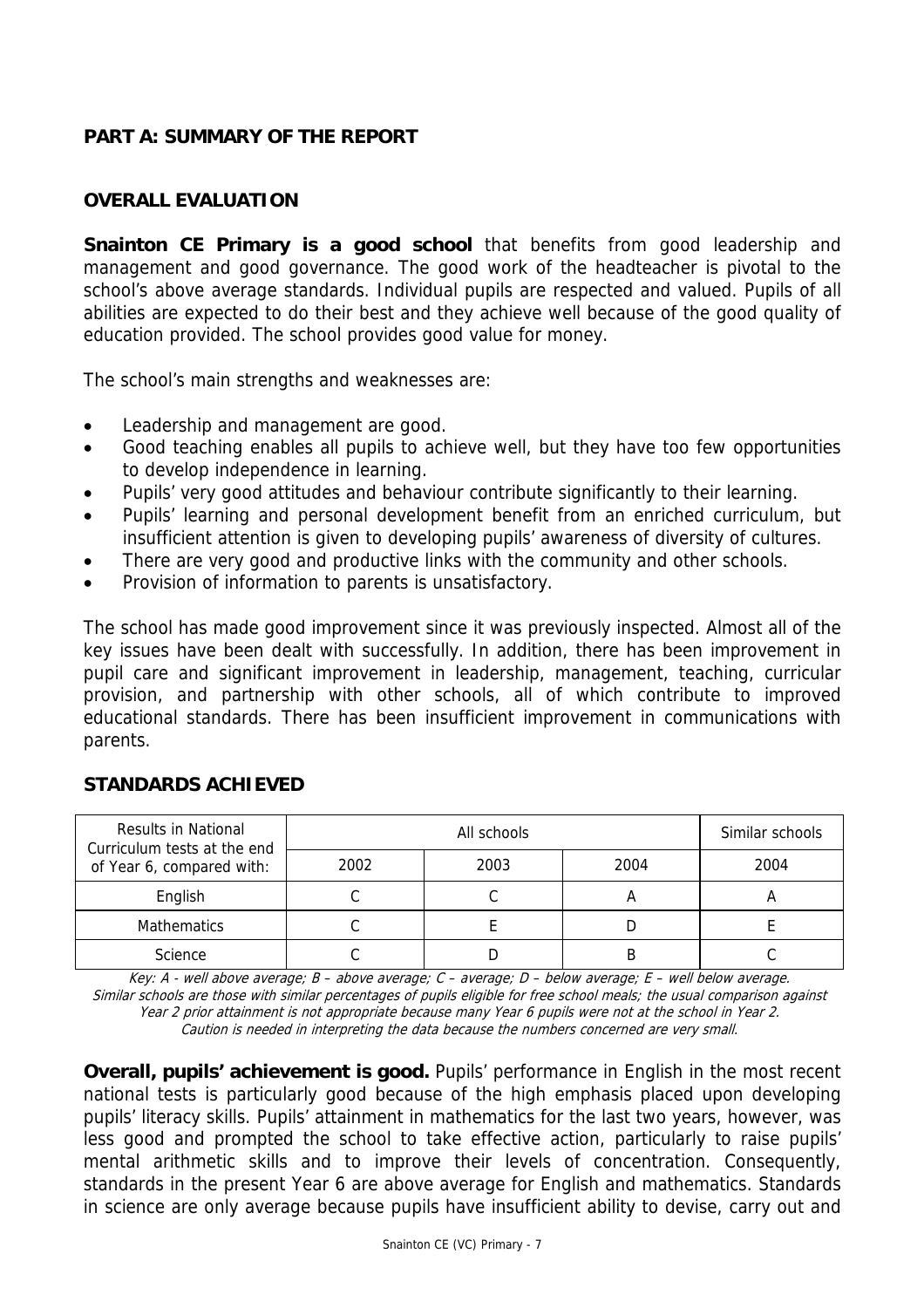## PART A: SUMMARY OF THE REPORT

### OVERALL EVALUATION

**Snainton CE Primary is a good school** that benefits from good leadership and management and good governance. The good work of the headteacher is pivotal to the school's above average standards. Individual pupils are respected and valued. Pupils of all abilities are expected to do their best and they achieve well because of the good quality of education provided. The school provides good value for money.

The school's main strengths and weaknesses are:

- Leadership and management are good.
- Good teaching enables all pupils to achieve well, but they have too few opportunities to develop independence in learning.
- Pupils' very good attitudes and behaviour contribute significantly to their learning.
- Pupils' learning and personal development benefit from an enriched curriculum, but insufficient attention is given to developing pupils' awareness of diversity of cultures.
- There are very good and productive links with the community and other schools.
- Provision of information to parents is unsatisfactory.

The school has made good improvement since it was previously inspected. Almost all of the key issues have been dealt with successfully. In addition, there has been improvement in pupil care and significant improvement in leadership, management, teaching, curricular provision, and partnership with other schools, all of which contribute to improved educational standards. There has been insufficient improvement in communications with parents.

### STANDARDS ACHIEVED

| Results in National Curriculum tests at the end of Year 6, compared with: | All schools | | | Similar schools |
|---|---|---|---|---|
| | 2002 | 2003 | 2004 | 2004 |
| English | C | C | A | A |
| Mathematics | C | E | D | E |
| Science | C | D | B | C |

*Key: A - well above average; B – above average; C – average; D – below average; E – well below average.*
*Similar schools are those with similar percentages of pupils eligible for free school meals; the usual comparison against Year 2 prior attainment is not appropriate because many Year 6 pupils were not at the school in Year 2.*
*Caution is needed in interpreting the data because the numbers concerned are very small.*

**Overall, pupils' achievement is good.** Pupils' performance in English in the most recent national tests is particularly good because of the high emphasis placed upon developing pupils' literacy skills. Pupils' attainment in mathematics for the last two years, however, was less good and prompted the school to take effective action, particularly to raise pupils' mental arithmetic skills and to improve their levels of concentration. Consequently, standards in the present Year 6 are above average for English and mathematics. Standards in science are only average because pupils have insufficient ability to devise, carry out and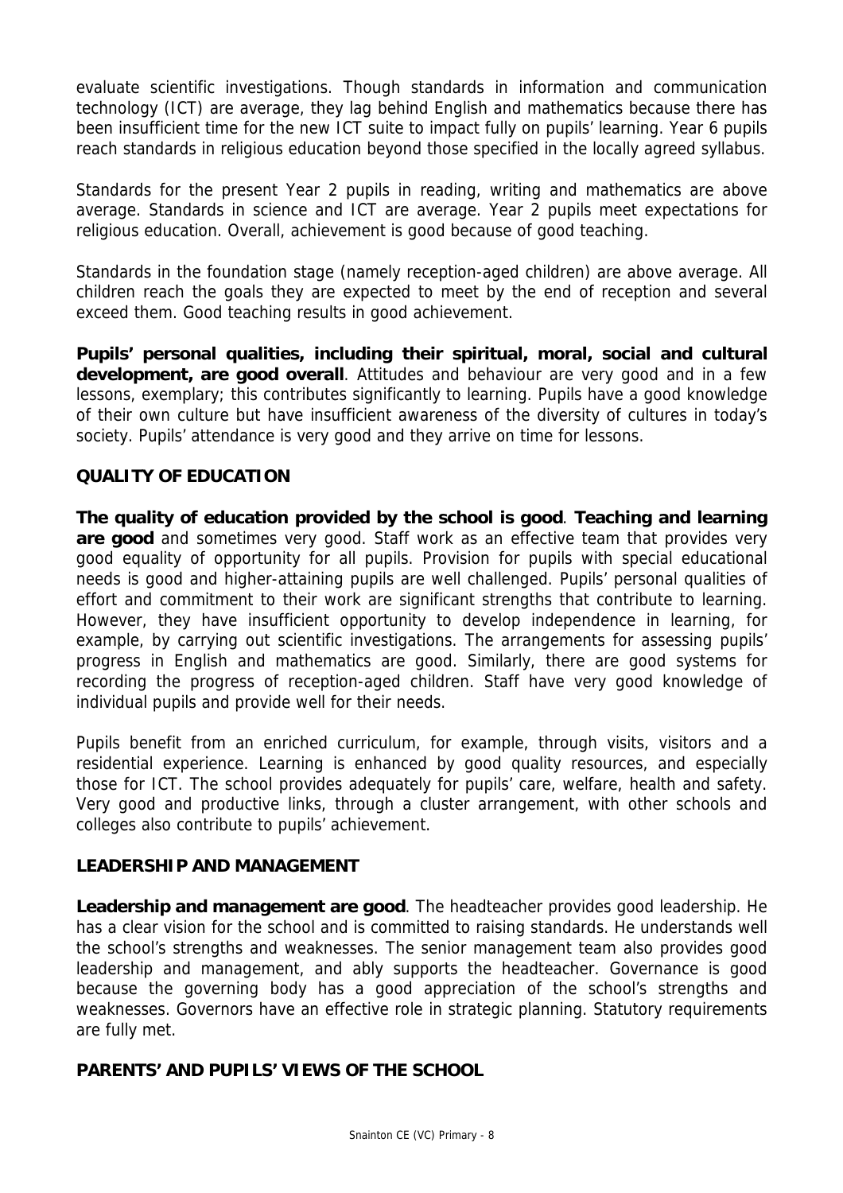evaluate scientific investigations. Though standards in information and communication technology (ICT) are average, they lag behind English and mathematics because there has been insufficient time for the new ICT suite to impact fully on pupils' learning. Year 6 pupils reach standards in religious education beyond those specified in the locally agreed syllabus.

Standards for the present Year 2 pupils in reading, writing and mathematics are above average. Standards in science and ICT are average. Year 2 pupils meet expectations for religious education. Overall, achievement is good because of good teaching.

Standards in the foundation stage (namely reception-aged children) are above average. All children reach the goals they are expected to meet by the end of reception and several exceed them. Good teaching results in good achievement.

**Pupils' personal qualities, including their spiritual, moral, social and cultural development, are good overall**. Attitudes and behaviour are very good and in a few lessons, exemplary; this contributes significantly to learning. Pupils have a good knowledge of their own culture but have insufficient awareness of the diversity of cultures in today's society. Pupils' attendance is very good and they arrive on time for lessons.

## QUALITY OF EDUCATION

**The quality of education provided by the school is good**. **Teaching and learning are good** and sometimes very good. Staff work as an effective team that provides very good equality of opportunity for all pupils. Provision for pupils with special educational needs is good and higher-attaining pupils are well challenged. Pupils' personal qualities of effort and commitment to their work are significant strengths that contribute to learning. However, they have insufficient opportunity to develop independence in learning, for example, by carrying out scientific investigations. The arrangements for assessing pupils' progress in English and mathematics are good. Similarly, there are good systems for recording the progress of reception-aged children. Staff have very good knowledge of individual pupils and provide well for their needs.

Pupils benefit from an enriched curriculum, for example, through visits, visitors and a residential experience. Learning is enhanced by good quality resources, and especially those for ICT. The school provides adequately for pupils' care, welfare, health and safety. Very good and productive links, through a cluster arrangement, with other schools and colleges also contribute to pupils' achievement.

## LEADERSHIP AND MANAGEMENT

**Leadership and management are good**. The headteacher provides good leadership. He has a clear vision for the school and is committed to raising standards. He understands well the school's strengths and weaknesses. The senior management team also provides good leadership and management, and ably supports the headteacher. Governance is good because the governing body has a good appreciation of the school's strengths and weaknesses. Governors have an effective role in strategic planning. Statutory requirements are fully met.

## PARENTS' AND PUPILS' VIEWS OF THE SCHOOL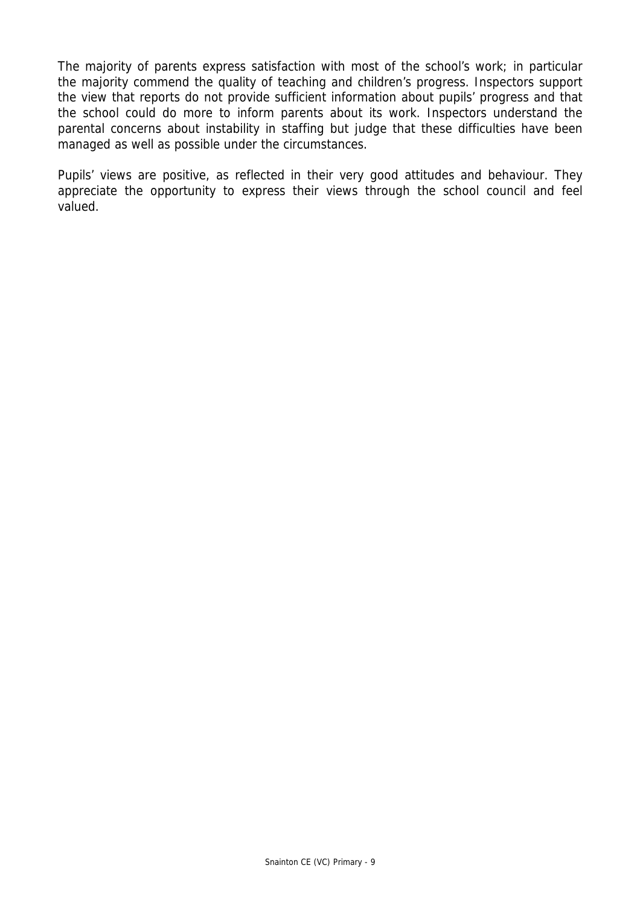The majority of parents express satisfaction with most of the school's work; in particular the majority commend the quality of teaching and children's progress. Inspectors support the view that reports do not provide sufficient information about pupils' progress and that the school could do more to inform parents about its work. Inspectors understand the parental concerns about instability in staffing but judge that these difficulties have been managed as well as possible under the circumstances.

Pupils' views are positive, as reflected in their very good attitudes and behaviour. They appreciate the opportunity to express their views through the school council and feel valued.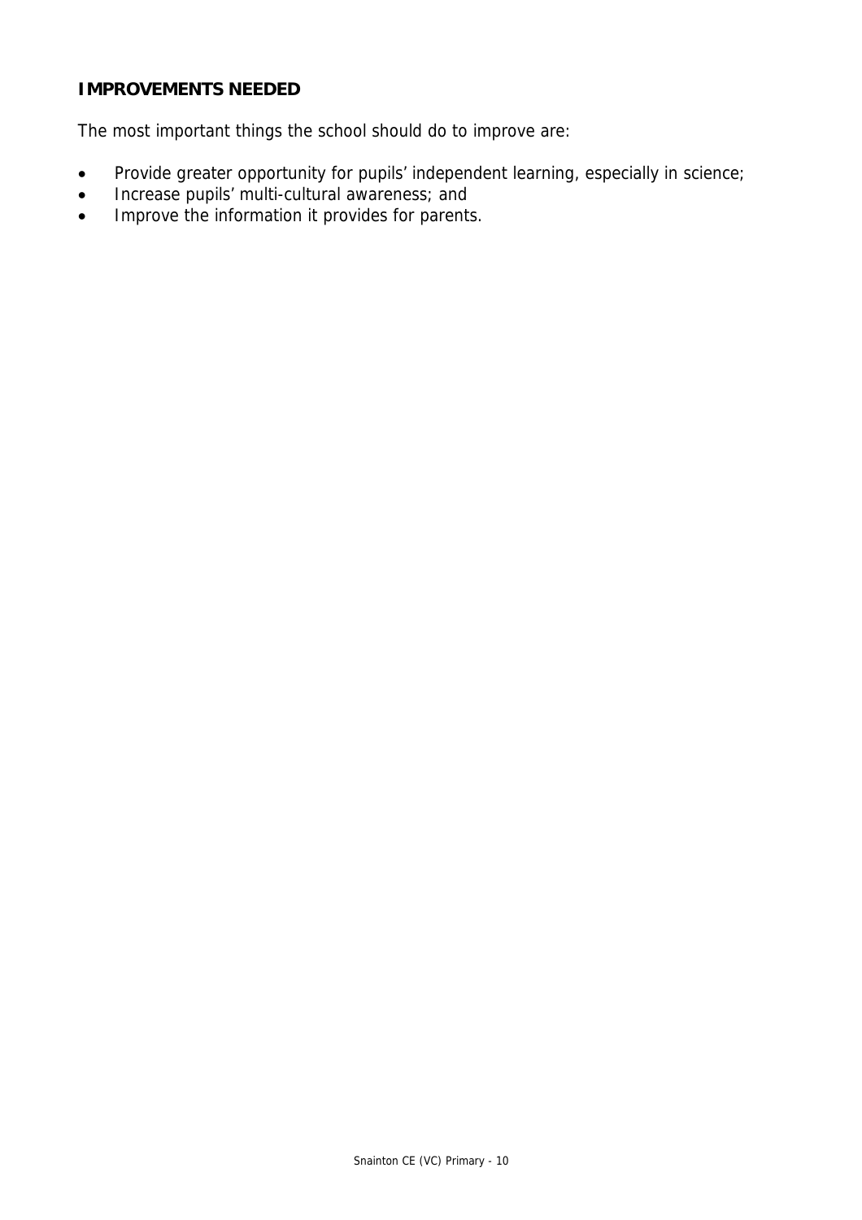## IMPROVEMENTS NEEDED

The most important things the school should do to improve are:

- Provide greater opportunity for pupils' independent learning, especially in science;
- Increase pupils' multi-cultural awareness; and
- Improve the information it provides for parents.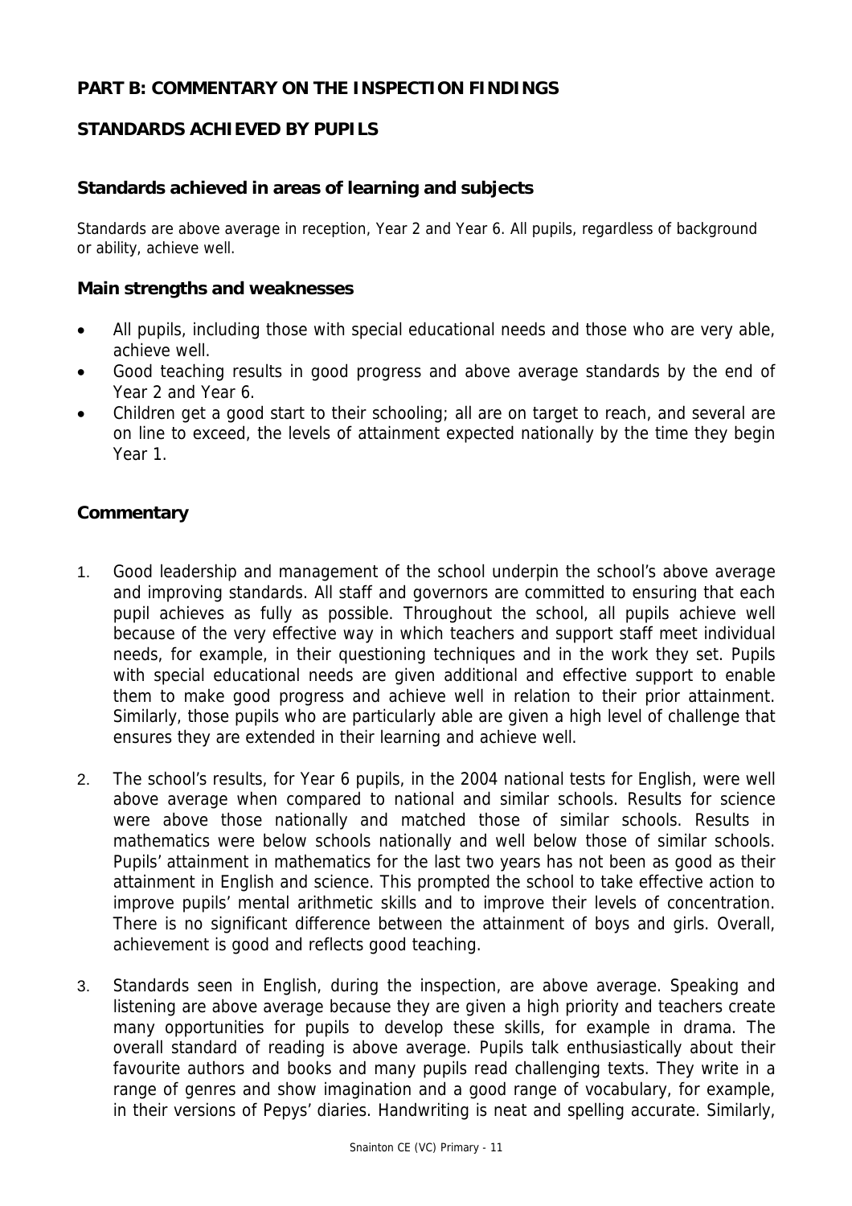## PART B: COMMENTARY ON THE INSPECTION FINDINGS

## STANDARDS ACHIEVED BY PUPILS

### Standards achieved in areas of learning and subjects

Standards are above average in reception, Year 2 and Year 6. All pupils, regardless of background or ability, achieve well.

### Main strengths and weaknesses

- All pupils, including those with special educational needs and those who are very able, achieve well.
- Good teaching results in good progress and above average standards by the end of Year 2 and Year 6.
- Children get a good start to their schooling; all are on target to reach, and several are on line to exceed, the levels of attainment expected nationally by the time they begin Year 1.

### Commentary

1. Good leadership and management of the school underpin the school's above average and improving standards. All staff and governors are committed to ensuring that each pupil achieves as fully as possible. Throughout the school, all pupils achieve well because of the very effective way in which teachers and support staff meet individual needs, for example, in their questioning techniques and in the work they set. Pupils with special educational needs are given additional and effective support to enable them to make good progress and achieve well in relation to their prior attainment. Similarly, those pupils who are particularly able are given a high level of challenge that ensures they are extended in their learning and achieve well.

2. The school's results, for Year 6 pupils, in the 2004 national tests for English, were well above average when compared to national and similar schools. Results for science were above those nationally and matched those of similar schools. Results in mathematics were below schools nationally and well below those of similar schools. Pupils' attainment in mathematics for the last two years has not been as good as their attainment in English and science. This prompted the school to take effective action to improve pupils' mental arithmetic skills and to improve their levels of concentration. There is no significant difference between the attainment of boys and girls. Overall, achievement is good and reflects good teaching.

3. Standards seen in English, during the inspection, are above average. Speaking and listening are above average because they are given a high priority and teachers create many opportunities for pupils to develop these skills, for example in drama. The overall standard of reading is above average. Pupils talk enthusiastically about their favourite authors and books and many pupils read challenging texts. They write in a range of genres and show imagination and a good range of vocabulary, for example, in their versions of Pepys' diaries. Handwriting is neat and spelling accurate. Similarly,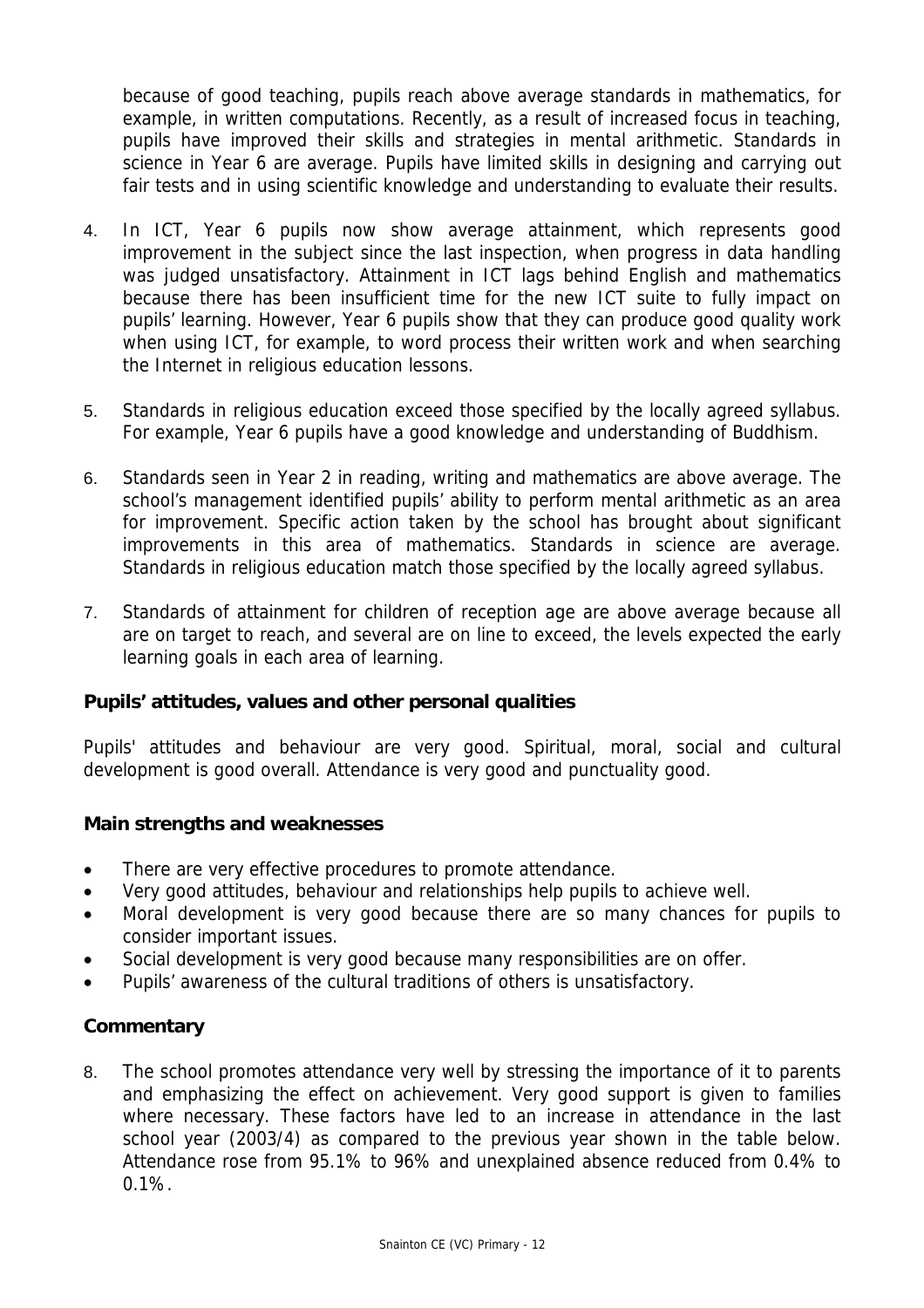because of good teaching, pupils reach above average standards in mathematics, for example, in written computations. Recently, as a result of increased focus in teaching, pupils have improved their skills and strategies in mental arithmetic. Standards in science in Year 6 are average. Pupils have limited skills in designing and carrying out fair tests and in using scientific knowledge and understanding to evaluate their results.

4. In ICT, Year 6 pupils now show average attainment, which represents good improvement in the subject since the last inspection, when progress in data handling was judged unsatisfactory. Attainment in ICT lags behind English and mathematics because there has been insufficient time for the new ICT suite to fully impact on pupils' learning. However, Year 6 pupils show that they can produce good quality work when using ICT, for example, to word process their written work and when searching the Internet in religious education lessons.

5. Standards in religious education exceed those specified by the locally agreed syllabus. For example, Year 6 pupils have a good knowledge and understanding of Buddhism.

6. Standards seen in Year 2 in reading, writing and mathematics are above average. The school's management identified pupils' ability to perform mental arithmetic as an area for improvement. Specific action taken by the school has brought about significant improvements in this area of mathematics. Standards in science are average. Standards in religious education match those specified by the locally agreed syllabus.

7. Standards of attainment for children of reception age are above average because all are on target to reach, and several are on line to exceed, the levels expected the early learning goals in each area of learning.

### Pupils' attitudes, values and other personal qualities

Pupils' attitudes and behaviour are very good. Spiritual, moral, social and cultural development is good overall. Attendance is very good and punctuality good.

### Main strengths and weaknesses

- There are very effective procedures to promote attendance.
- Very good attitudes, behaviour and relationships help pupils to achieve well.
- Moral development is very good because there are so many chances for pupils to consider important issues.
- Social development is very good because many responsibilities are on offer.
- Pupils' awareness of the cultural traditions of others is unsatisfactory.

### Commentary

8. The school promotes attendance very well by stressing the importance of it to parents and emphasizing the effect on achievement. Very good support is given to families where necessary. These factors have led to an increase in attendance in the last school year (2003/4) as compared to the previous year shown in the table below. Attendance rose from 95.1% to 96% and unexplained absence reduced from 0.4% to 0.1%.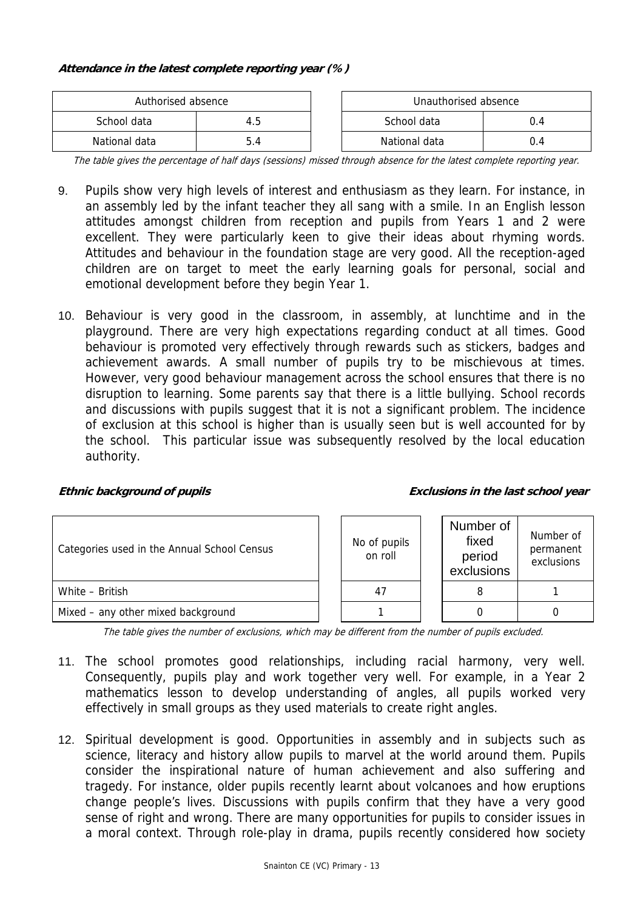***Attendance in the latest complete reporting year (%)***

| Authorised absence | |
|---|---|
| School data | 4.5 |
| National data | 5.4 |

| Unauthorised absence | |
|---|---|
| School data | 0.4 |
| National data | 0.4 |

*The table gives the percentage of half days (sessions) missed through absence for the latest complete reporting year.*

9. Pupils show very high levels of interest and enthusiasm as they learn. For instance, in an assembly led by the infant teacher they all sang with a smile. In an English lesson attitudes amongst children from reception and pupils from Years 1 and 2 were excellent. They were particularly keen to give their ideas about rhyming words. Attitudes and behaviour in the foundation stage are very good. All the reception-aged children are on target to meet the early learning goals for personal, social and emotional development before they begin Year 1.

10. Behaviour is very good in the classroom, in assembly, at lunchtime and in the playground. There are very high expectations regarding conduct at all times. Good behaviour is promoted very effectively through rewards such as stickers, badges and achievement awards. A small number of pupils try to be mischievous at times. However, very good behaviour management across the school ensures that there is no disruption to learning. Some parents say that there is a little bullying. School records and discussions with pupils suggest that it is not a significant problem. The incidence of exclusion at this school is higher than is usually seen but is well accounted for by the school. This particular issue was subsequently resolved by the local education authority.

***Ethnic background of pupils*** ***Exclusions in the last school year***

| Categories used in the Annual School Census | No of pupils on roll | Number of fixed period exclusions | Number of permanent exclusions |
|---|---|---|---|
| White – British | 47 | 8 | 1 |
| Mixed – any other mixed background | 1 | 0 | 0 |

*The table gives the number of exclusions, which may be different from the number of pupils excluded.*

11. The school promotes good relationships, including racial harmony, very well. Consequently, pupils play and work together very well. For example, in a Year 2 mathematics lesson to develop understanding of angles, all pupils worked very effectively in small groups as they used materials to create right angles.

12. Spiritual development is good. Opportunities in assembly and in subjects such as science, literacy and history allow pupils to marvel at the world around them. Pupils consider the inspirational nature of human achievement and also suffering and tragedy. For instance, older pupils recently learnt about volcanoes and how eruptions change people's lives. Discussions with pupils confirm that they have a very good sense of right and wrong. There are many opportunities for pupils to consider issues in a moral context. Through role-play in drama, pupils recently considered how society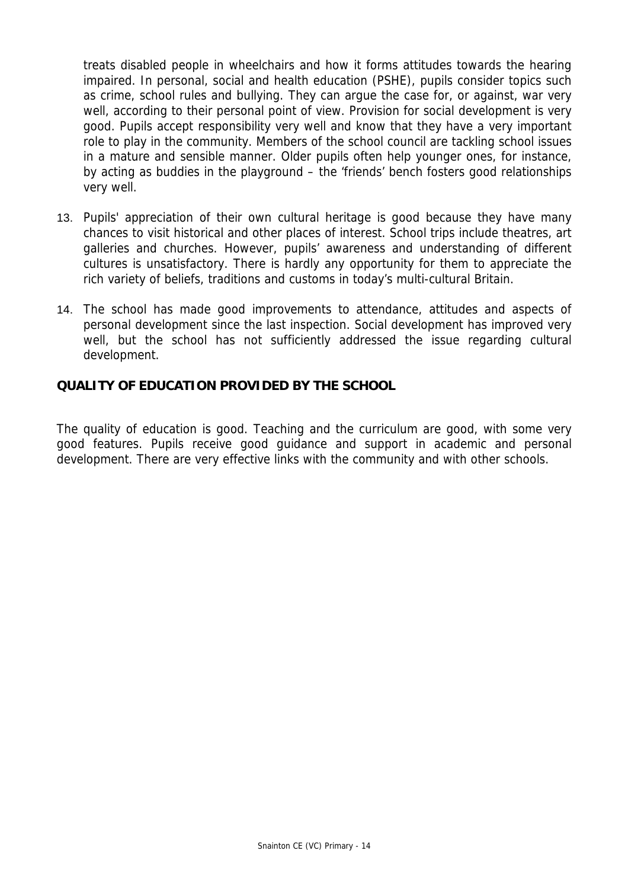treats disabled people in wheelchairs and how it forms attitudes towards the hearing impaired. In personal, social and health education (PSHE), pupils consider topics such as crime, school rules and bullying. They can argue the case for, or against, war very well, according to their personal point of view. Provision for social development is very good. Pupils accept responsibility very well and know that they have a very important role to play in the community. Members of the school council are tackling school issues in a mature and sensible manner. Older pupils often help younger ones, for instance, by acting as buddies in the playground – the 'friends' bench fosters good relationships very well.

13. Pupils' appreciation of their own cultural heritage is good because they have many chances to visit historical and other places of interest. School trips include theatres, art galleries and churches. However, pupils' awareness and understanding of different cultures is unsatisfactory. There is hardly any opportunity for them to appreciate the rich variety of beliefs, traditions and customs in today's multi-cultural Britain.

14. The school has made good improvements to attendance, attitudes and aspects of personal development since the last inspection. Social development has improved very well, but the school has not sufficiently addressed the issue regarding cultural development.

## QUALITY OF EDUCATION PROVIDED BY THE SCHOOL

The quality of education is good. Teaching and the curriculum are good, with some very good features. Pupils receive good guidance and support in academic and personal development. There are very effective links with the community and with other schools.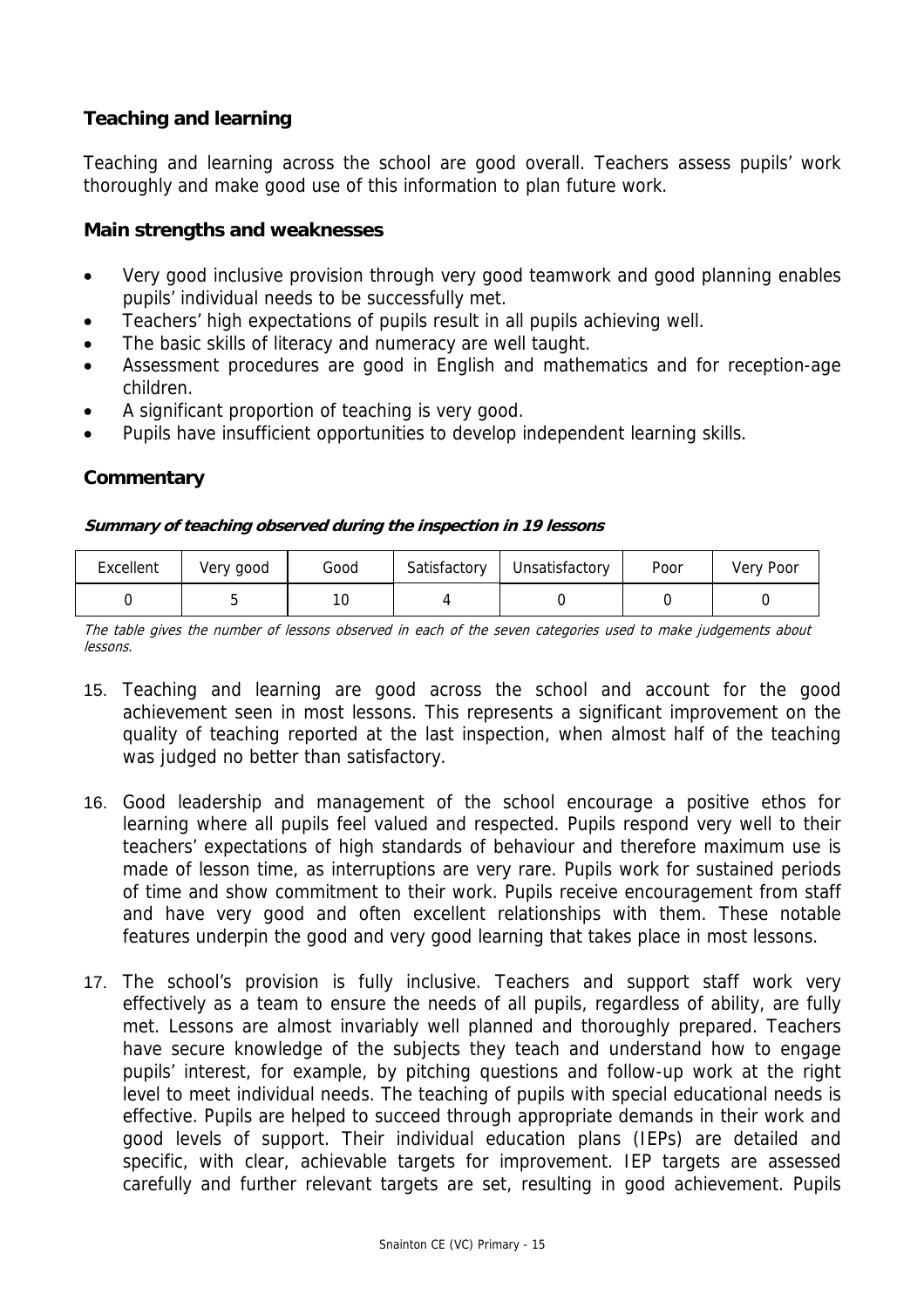## Teaching and learning

Teaching and learning across the school are good overall. Teachers assess pupils' work thoroughly and make good use of this information to plan future work.

### Main strengths and weaknesses

- Very good inclusive provision through very good teamwork and good planning enables pupils' individual needs to be successfully met.
- Teachers' high expectations of pupils result in all pupils achieving well.
- The basic skills of literacy and numeracy are well taught.
- Assessment procedures are good in English and mathematics and for reception-age children.
- A significant proportion of teaching is very good.
- Pupils have insufficient opportunities to develop independent learning skills.

### Commentary

***Summary of teaching observed during the inspection in 19 lessons***

| Excellent | Very good | Good | Satisfactory | Unsatisfactory | Poor | Very Poor |
|---|---|---|---|---|---|---|
| 0 | 5 | 10 | 4 | 0 | 0 | 0 |

*The table gives the number of lessons observed in each of the seven categories used to make judgements about lessons.*

15. Teaching and learning are good across the school and account for the good achievement seen in most lessons. This represents a significant improvement on the quality of teaching reported at the last inspection, when almost half of the teaching was judged no better than satisfactory.

16. Good leadership and management of the school encourage a positive ethos for learning where all pupils feel valued and respected. Pupils respond very well to their teachers' expectations of high standards of behaviour and therefore maximum use is made of lesson time, as interruptions are very rare. Pupils work for sustained periods of time and show commitment to their work. Pupils receive encouragement from staff and have very good and often excellent relationships with them. These notable features underpin the good and very good learning that takes place in most lessons.

17. The school's provision is fully inclusive. Teachers and support staff work very effectively as a team to ensure the needs of all pupils, regardless of ability, are fully met. Lessons are almost invariably well planned and thoroughly prepared. Teachers have secure knowledge of the subjects they teach and understand how to engage pupils' interest, for example, by pitching questions and follow-up work at the right level to meet individual needs. The teaching of pupils with special educational needs is effective. Pupils are helped to succeed through appropriate demands in their work and good levels of support. Their individual education plans (IEPs) are detailed and specific, with clear, achievable targets for improvement. IEP targets are assessed carefully and further relevant targets are set, resulting in good achievement. Pupils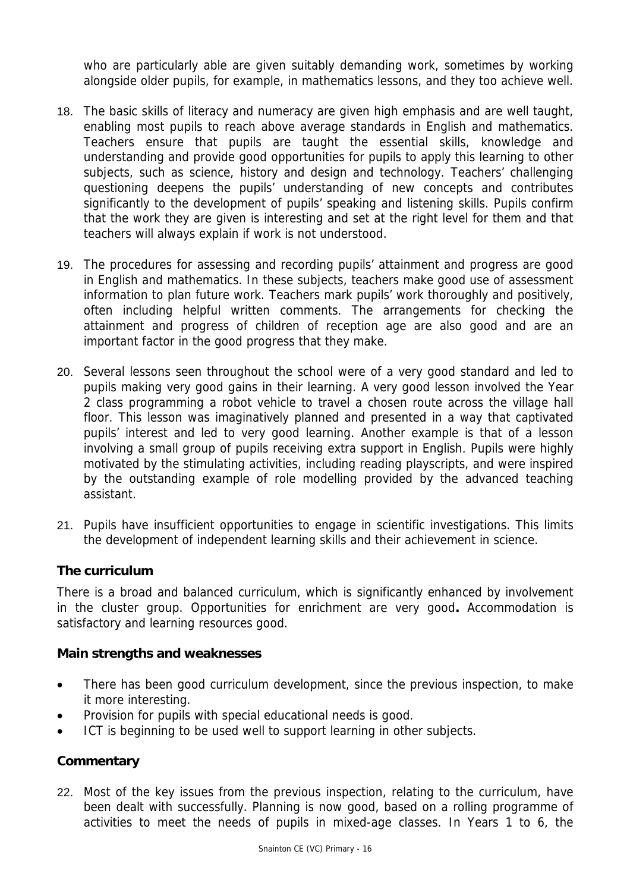who are particularly able are given suitably demanding work, sometimes by working alongside older pupils, for example, in mathematics lessons, and they too achieve well.

18. The basic skills of literacy and numeracy are given high emphasis and are well taught, enabling most pupils to reach above average standards in English and mathematics. Teachers ensure that pupils are taught the essential skills, knowledge and understanding and provide good opportunities for pupils to apply this learning to other subjects, such as science, history and design and technology. Teachers' challenging questioning deepens the pupils' understanding of new concepts and contributes significantly to the development of pupils' speaking and listening skills. Pupils confirm that the work they are given is interesting and set at the right level for them and that teachers will always explain if work is not understood.

19. The procedures for assessing and recording pupils' attainment and progress are good in English and mathematics. In these subjects, teachers make good use of assessment information to plan future work. Teachers mark pupils' work thoroughly and positively, often including helpful written comments. The arrangements for checking the attainment and progress of children of reception age are also good and are an important factor in the good progress that they make.

20. Several lessons seen throughout the school were of a very good standard and led to pupils making very good gains in their learning. A very good lesson involved the Year 2 class programming a robot vehicle to travel a chosen route across the village hall floor. This lesson was imaginatively planned and presented in a way that captivated pupils' interest and led to very good learning. Another example is that of a lesson involving a small group of pupils receiving extra support in English. Pupils were highly motivated by the stimulating activities, including reading playscripts, and were inspired by the outstanding example of role modelling provided by the advanced teaching assistant.

21. Pupils have insufficient opportunities to engage in scientific investigations. This limits the development of independent learning skills and their achievement in science.

### The curriculum

There is a broad and balanced curriculum, which is significantly enhanced by involvement in the cluster group. Opportunities for enrichment are very good**.** Accommodation is satisfactory and learning resources good.

#### Main strengths and weaknesses

- There has been good curriculum development, since the previous inspection, to make it more interesting.
- Provision for pupils with special educational needs is good.
- ICT is beginning to be used well to support learning in other subjects.

#### Commentary

22. Most of the key issues from the previous inspection, relating to the curriculum, have been dealt with successfully. Planning is now good, based on a rolling programme of activities to meet the needs of pupils in mixed-age classes. In Years 1 to 6, the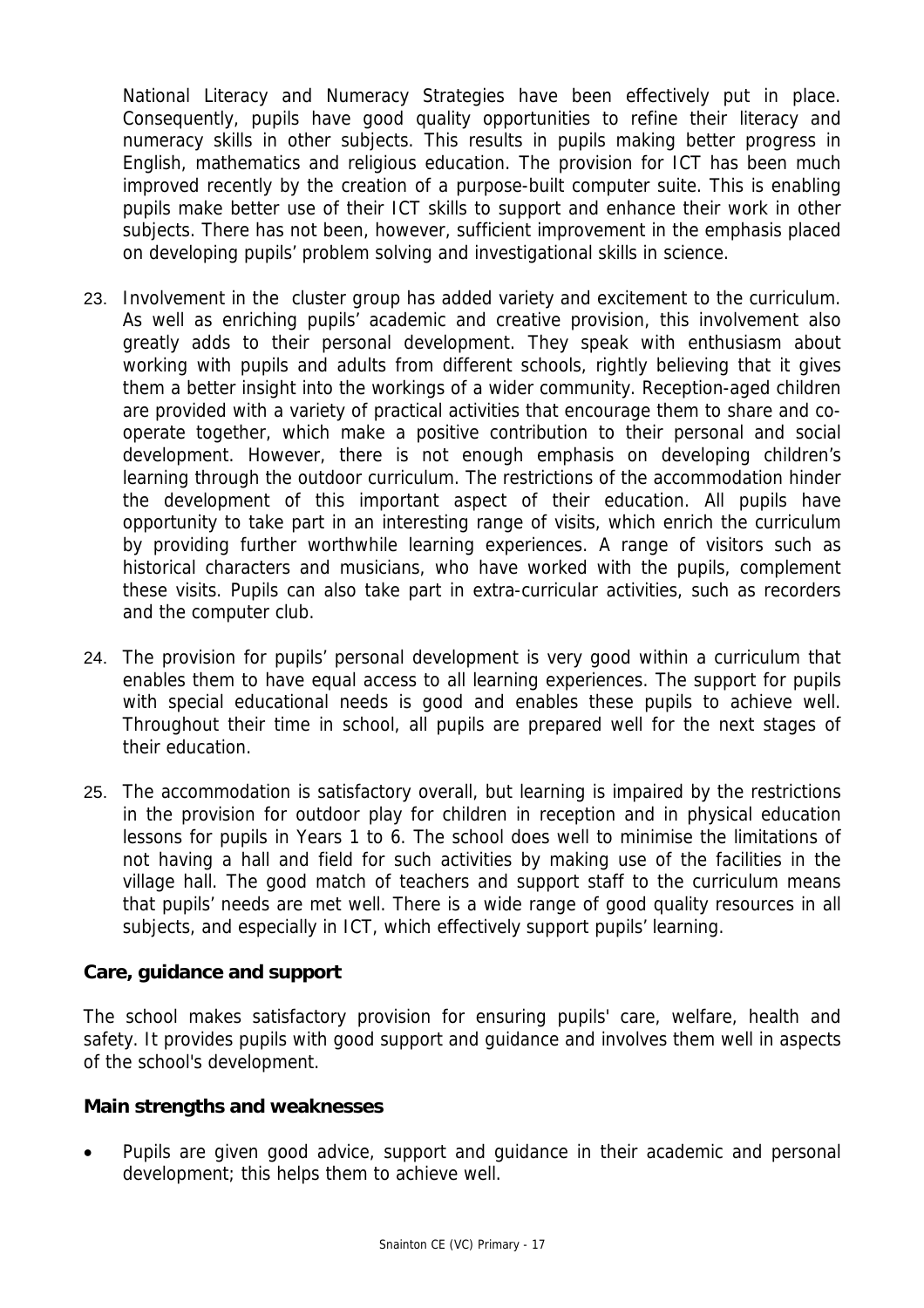National Literacy and Numeracy Strategies have been effectively put in place. Consequently, pupils have good quality opportunities to refine their literacy and numeracy skills in other subjects. This results in pupils making better progress in English, mathematics and religious education. The provision for ICT has been much improved recently by the creation of a purpose-built computer suite. This is enabling pupils make better use of their ICT skills to support and enhance their work in other subjects. There has not been, however, sufficient improvement in the emphasis placed on developing pupils' problem solving and investigational skills in science.

23. Involvement in the cluster group has added variety and excitement to the curriculum. As well as enriching pupils' academic and creative provision, this involvement also greatly adds to their personal development. They speak with enthusiasm about working with pupils and adults from different schools, rightly believing that it gives them a better insight into the workings of a wider community. Reception-aged children are provided with a variety of practical activities that encourage them to share and co-operate together, which make a positive contribution to their personal and social development. However, there is not enough emphasis on developing children's learning through the outdoor curriculum. The restrictions of the accommodation hinder the development of this important aspect of their education. All pupils have opportunity to take part in an interesting range of visits, which enrich the curriculum by providing further worthwhile learning experiences. A range of visitors such as historical characters and musicians, who have worked with the pupils, complement these visits. Pupils can also take part in extra-curricular activities, such as recorders and the computer club.

24. The provision for pupils' personal development is very good within a curriculum that enables them to have equal access to all learning experiences. The support for pupils with special educational needs is good and enables these pupils to achieve well. Throughout their time in school, all pupils are prepared well for the next stages of their education.

25. The accommodation is satisfactory overall, but learning is impaired by the restrictions in the provision for outdoor play for children in reception and in physical education lessons for pupils in Years 1 to 6. The school does well to minimise the limitations of not having a hall and field for such activities by making use of the facilities in the village hall. The good match of teachers and support staff to the curriculum means that pupils' needs are met well. There is a wide range of good quality resources in all subjects, and especially in ICT, which effectively support pupils' learning.

## Care, guidance and support

The school makes satisfactory provision for ensuring pupils' care, welfare, health and safety. It provides pupils with good support and guidance and involves them well in aspects of the school's development.

### Main strengths and weaknesses

- Pupils are given good advice, support and guidance in their academic and personal development; this helps them to achieve well.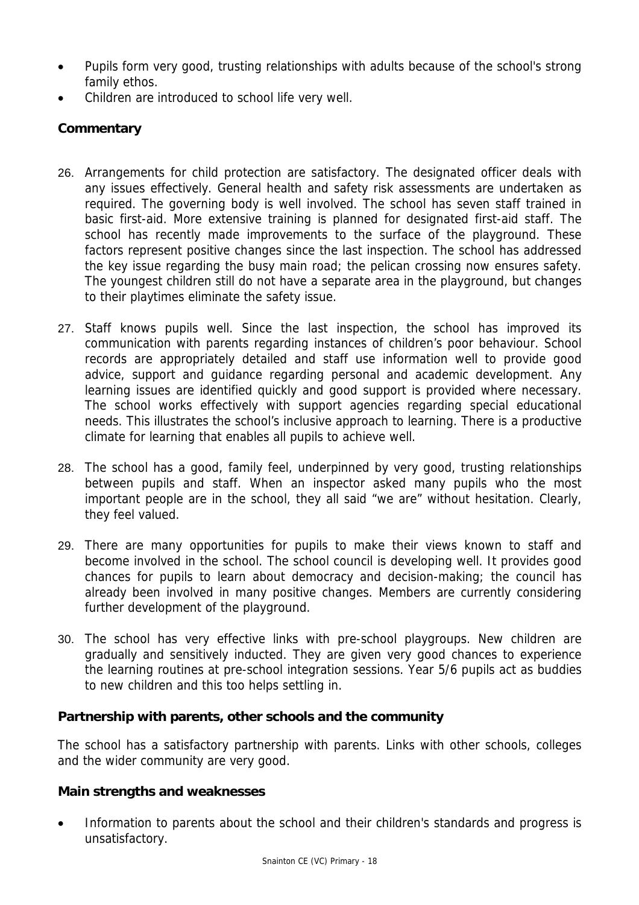- Pupils form very good, trusting relationships with adults because of the school's strong family ethos.
- Children are introduced to school life very well.

### Commentary

26. Arrangements for child protection are satisfactory. The designated officer deals with any issues effectively. General health and safety risk assessments are undertaken as required. The governing body is well involved. The school has seven staff trained in basic first-aid. More extensive training is planned for designated first-aid staff. The school has recently made improvements to the surface of the playground. These factors represent positive changes since the last inspection. The school has addressed the key issue regarding the busy main road; the pelican crossing now ensures safety. The youngest children still do not have a separate area in the playground, but changes to their playtimes eliminate the safety issue.

27. Staff knows pupils well. Since the last inspection, the school has improved its communication with parents regarding instances of children's poor behaviour. School records are appropriately detailed and staff use information well to provide good advice, support and guidance regarding personal and academic development. Any learning issues are identified quickly and good support is provided where necessary. The school works effectively with support agencies regarding special educational needs. This illustrates the school's inclusive approach to learning. There is a productive climate for learning that enables all pupils to achieve well.

28. The school has a good, family feel, underpinned by very good, trusting relationships between pupils and staff. When an inspector asked many pupils who the most important people are in the school, they all said "we are" without hesitation. Clearly, they feel valued.

29. There are many opportunities for pupils to make their views known to staff and become involved in the school. The school council is developing well. It provides good chances for pupils to learn about democracy and decision-making; the council has already been involved in many positive changes. Members are currently considering further development of the playground.

30. The school has very effective links with pre-school playgroups. New children are gradually and sensitively inducted. They are given very good chances to experience the learning routines at pre-school integration sessions. Year 5/6 pupils act as buddies to new children and this too helps settling in.

### Partnership with parents, other schools and the community

The school has a satisfactory partnership with parents. Links with other schools, colleges and the wider community are very good.

### Main strengths and weaknesses

- Information to parents about the school and their children's standards and progress is unsatisfactory.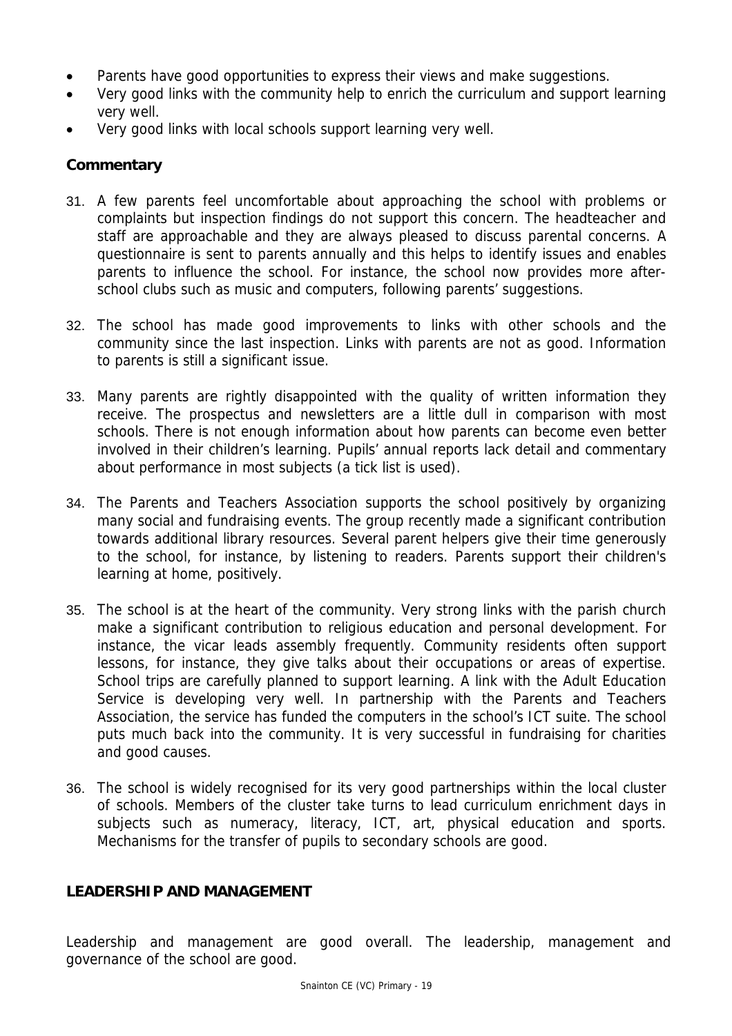- Parents have good opportunities to express their views and make suggestions.
- Very good links with the community help to enrich the curriculum and support learning very well.
- Very good links with local schools support learning very well.

### Commentary

31. A few parents feel uncomfortable about approaching the school with problems or complaints but inspection findings do not support this concern. The headteacher and staff are approachable and they are always pleased to discuss parental concerns. A questionnaire is sent to parents annually and this helps to identify issues and enables parents to influence the school. For instance, the school now provides more after-school clubs such as music and computers, following parents' suggestions.

32. The school has made good improvements to links with other schools and the community since the last inspection. Links with parents are not as good. Information to parents is still a significant issue.

33. Many parents are rightly disappointed with the quality of written information they receive. The prospectus and newsletters are a little dull in comparison with most schools. There is not enough information about how parents can become even better involved in their children's learning. Pupils' annual reports lack detail and commentary about performance in most subjects (a tick list is used).

34. The Parents and Teachers Association supports the school positively by organizing many social and fundraising events. The group recently made a significant contribution towards additional library resources. Several parent helpers give their time generously to the school, for instance, by listening to readers. Parents support their children's learning at home, positively.

35. The school is at the heart of the community. Very strong links with the parish church make a significant contribution to religious education and personal development. For instance, the vicar leads assembly frequently. Community residents often support lessons, for instance, they give talks about their occupations or areas of expertise. School trips are carefully planned to support learning. A link with the Adult Education Service is developing very well. In partnership with the Parents and Teachers Association, the service has funded the computers in the school's ICT suite. The school puts much back into the community. It is very successful in fundraising for charities and good causes.

36. The school is widely recognised for its very good partnerships within the local cluster of schools. Members of the cluster take turns to lead curriculum enrichment days in subjects such as numeracy, literacy, ICT, art, physical education and sports. Mechanisms for the transfer of pupils to secondary schools are good.

## LEADERSHIP AND MANAGEMENT

Leadership and management are good overall. The leadership, management and governance of the school are good.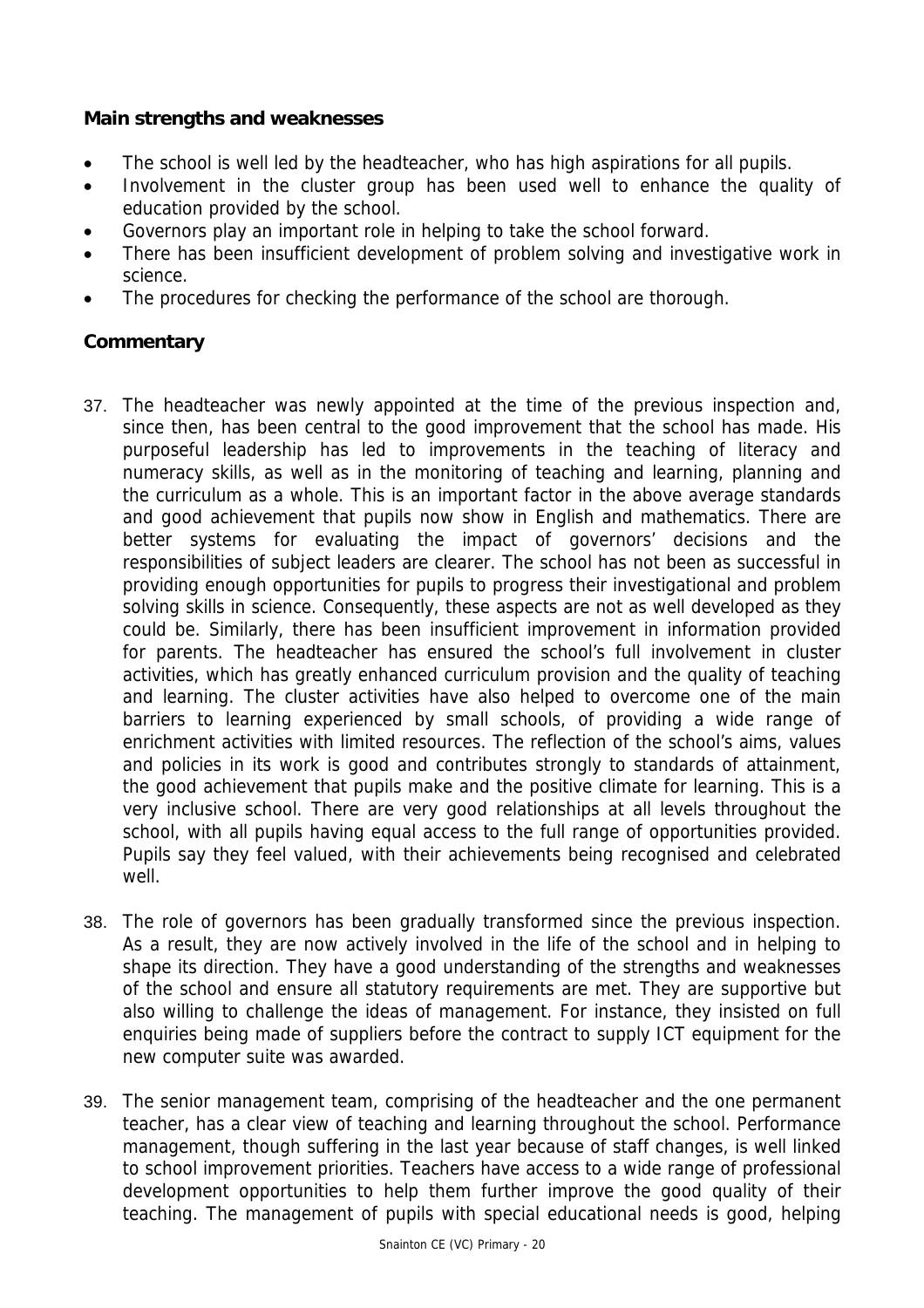**Main strengths and weaknesses**

- The school is well led by the headteacher, who has high aspirations for all pupils.
- Involvement in the cluster group has been used well to enhance the quality of education provided by the school.
- Governors play an important role in helping to take the school forward.
- There has been insufficient development of problem solving and investigative work in science.
- The procedures for checking the performance of the school are thorough.

**Commentary**

37. The headteacher was newly appointed at the time of the previous inspection and, since then, has been central to the good improvement that the school has made. His purposeful leadership has led to improvements in the teaching of literacy and numeracy skills, as well as in the monitoring of teaching and learning, planning and the curriculum as a whole. This is an important factor in the above average standards and good achievement that pupils now show in English and mathematics. There are better systems for evaluating the impact of governors' decisions and the responsibilities of subject leaders are clearer. The school has not been as successful in providing enough opportunities for pupils to progress their investigational and problem solving skills in science. Consequently, these aspects are not as well developed as they could be. Similarly, there has been insufficient improvement in information provided for parents. The headteacher has ensured the school's full involvement in cluster activities, which has greatly enhanced curriculum provision and the quality of teaching and learning. The cluster activities have also helped to overcome one of the main barriers to learning experienced by small schools, of providing a wide range of enrichment activities with limited resources. The reflection of the school's aims, values and policies in its work is good and contributes strongly to standards of attainment, the good achievement that pupils make and the positive climate for learning. This is a very inclusive school. There are very good relationships at all levels throughout the school, with all pupils having equal access to the full range of opportunities provided. Pupils say they feel valued, with their achievements being recognised and celebrated well.

38. The role of governors has been gradually transformed since the previous inspection. As a result, they are now actively involved in the life of the school and in helping to shape its direction. They have a good understanding of the strengths and weaknesses of the school and ensure all statutory requirements are met. They are supportive but also willing to challenge the ideas of management. For instance, they insisted on full enquiries being made of suppliers before the contract to supply ICT equipment for the new computer suite was awarded.

39. The senior management team, comprising of the headteacher and the one permanent teacher, has a clear view of teaching and learning throughout the school. Performance management, though suffering in the last year because of staff changes, is well linked to school improvement priorities. Teachers have access to a wide range of professional development opportunities to help them further improve the good quality of their teaching. The management of pupils with special educational needs is good, helping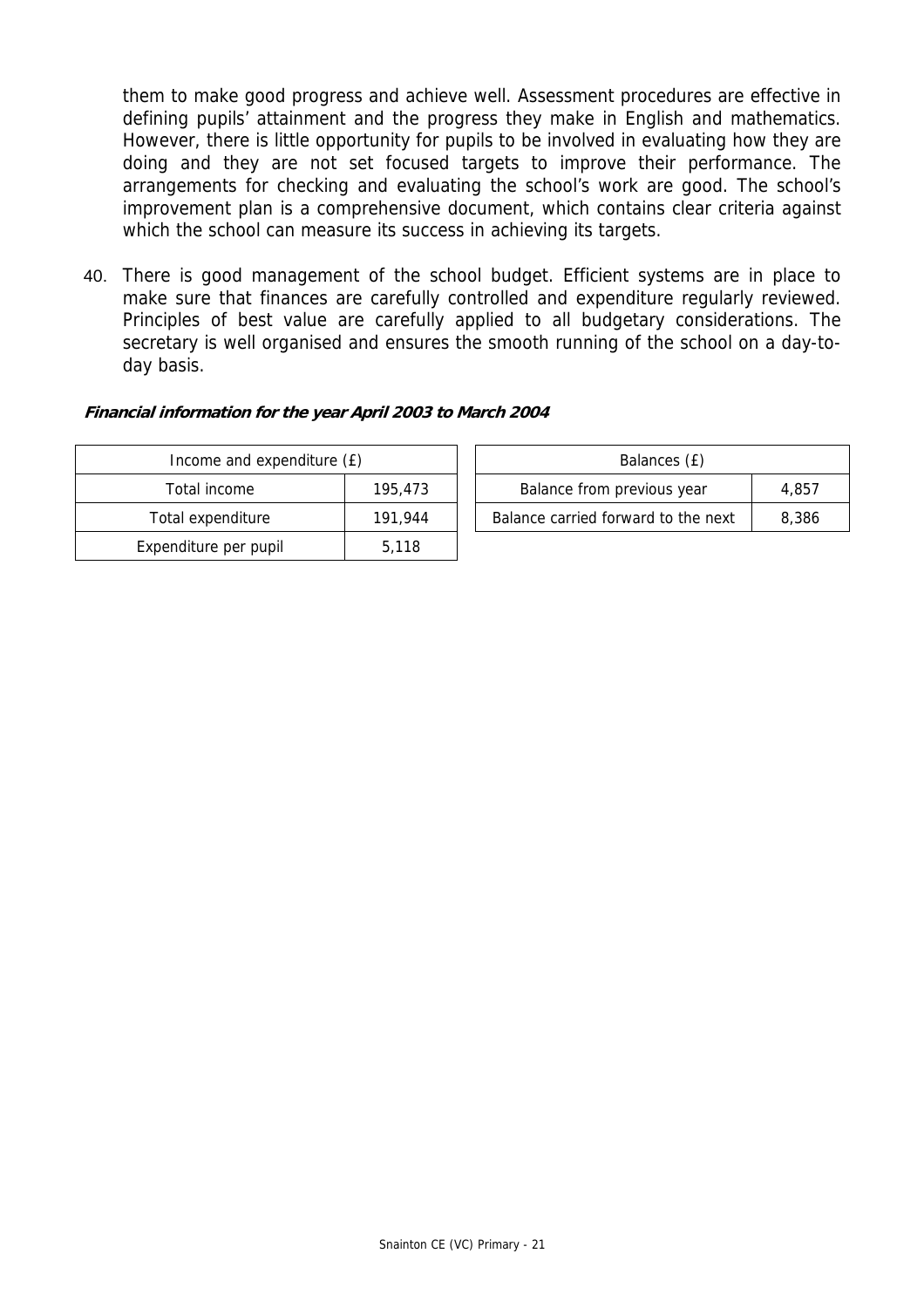them to make good progress and achieve well. Assessment procedures are effective in defining pupils' attainment and the progress they make in English and mathematics. However, there is little opportunity for pupils to be involved in evaluating how they are doing and they are not set focused targets to improve their performance. The arrangements for checking and evaluating the school's work are good. The school's improvement plan is a comprehensive document, which contains clear criteria against which the school can measure its success in achieving its targets.

40. There is good management of the school budget. Efficient systems are in place to make sure that finances are carefully controlled and expenditure regularly reviewed. Principles of best value are carefully applied to all budgetary considerations. The secretary is well organised and ensures the smooth running of the school on a day-to-day basis.

***Financial information for the year April 2003 to March 2004***

| Income and expenditure (£) | |
|---|---|
| Total income | 195,473 |
| Total expenditure | 191,944 |
| Expenditure per pupil | 5,118 |

| Balances (£) | |
|---|---|
| Balance from previous year | 4,857 |
| Balance carried forward to the next | 8,386 |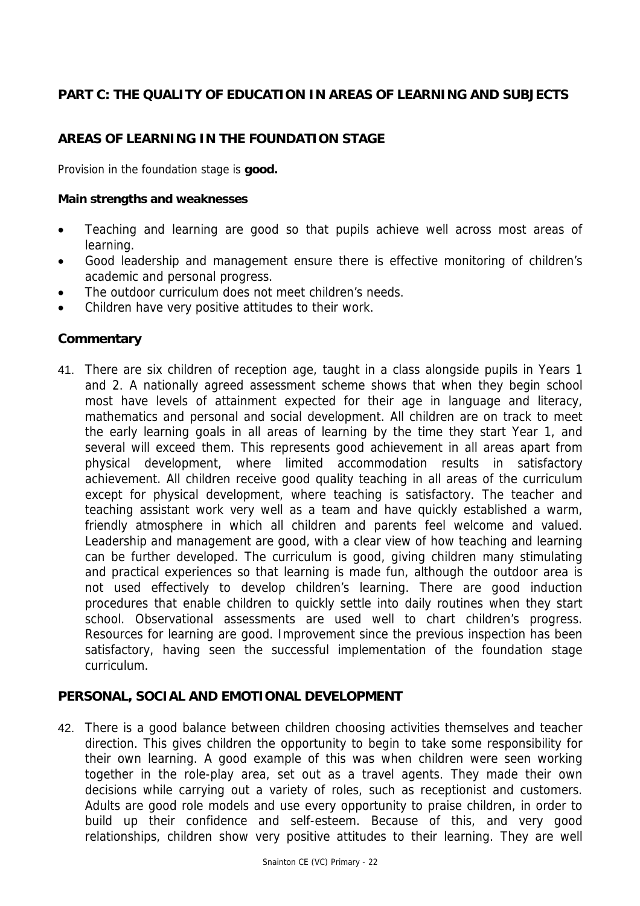## PART C: THE QUALITY OF EDUCATION IN AREAS OF LEARNING AND SUBJECTS

### AREAS OF LEARNING IN THE FOUNDATION STAGE

Provision in the foundation stage is **good.**

**Main strengths and weaknesses**

- Teaching and learning are good so that pupils achieve well across most areas of learning.
- Good leadership and management ensure there is effective monitoring of children's academic and personal progress.
- The outdoor curriculum does not meet children's needs.
- Children have very positive attitudes to their work.

### Commentary

41. There are six children of reception age, taught in a class alongside pupils in Years 1 and 2. A nationally agreed assessment scheme shows that when they begin school most have levels of attainment expected for their age in language and literacy, mathematics and personal and social development. All children are on track to meet the early learning goals in all areas of learning by the time they start Year 1, and several will exceed them. This represents good achievement in all areas apart from physical development, where limited accommodation results in satisfactory achievement. All children receive good quality teaching in all areas of the curriculum except for physical development, where teaching is satisfactory. The teacher and teaching assistant work very well as a team and have quickly established a warm, friendly atmosphere in which all children and parents feel welcome and valued. Leadership and management are good, with a clear view of how teaching and learning can be further developed. The curriculum is good, giving children many stimulating and practical experiences so that learning is made fun, although the outdoor area is not used effectively to develop children's learning. There are good induction procedures that enable children to quickly settle into daily routines when they start school. Observational assessments are used well to chart children's progress. Resources for learning are good. Improvement since the previous inspection has been satisfactory, having seen the successful implementation of the foundation stage curriculum.

### PERSONAL, SOCIAL AND EMOTIONAL DEVELOPMENT

42. There is a good balance between children choosing activities themselves and teacher direction. This gives children the opportunity to begin to take some responsibility for their own learning. A good example of this was when children were seen working together in the role-play area, set out as a travel agents. They made their own decisions while carrying out a variety of roles, such as receptionist and customers. Adults are good role models and use every opportunity to praise children, in order to build up their confidence and self-esteem. Because of this, and very good relationships, children show very positive attitudes to their learning. They are well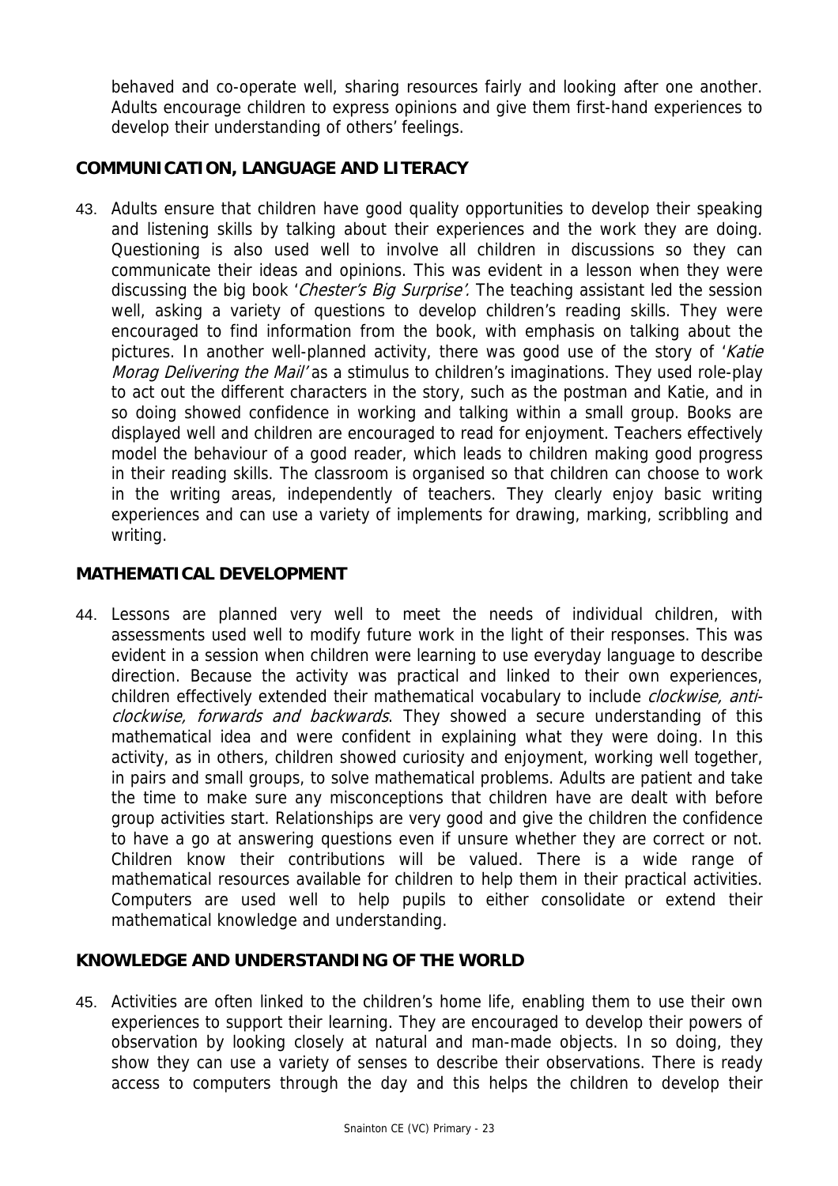behaved and co-operate well, sharing resources fairly and looking after one another. Adults encourage children to express opinions and give them first-hand experiences to develop their understanding of others' feelings.

## COMMUNICATION, LANGUAGE AND LITERACY

43. Adults ensure that children have good quality opportunities to develop their speaking and listening skills by talking about their experiences and the work they are doing. Questioning is also used well to involve all children in discussions so they can communicate their ideas and opinions. This was evident in a lesson when they were discussing the big book '*Chester's Big Surprise'.* The teaching assistant led the session well, asking a variety of questions to develop children's reading skills. They were encouraged to find information from the book, with emphasis on talking about the pictures. In another well-planned activity, there was good use of the story of '*Katie Morag Delivering the Mail'* as a stimulus to children's imaginations. They used role-play to act out the different characters in the story, such as the postman and Katie, and in so doing showed confidence in working and talking within a small group. Books are displayed well and children are encouraged to read for enjoyment. Teachers effectively model the behaviour of a good reader, which leads to children making good progress in their reading skills. The classroom is organised so that children can choose to work in the writing areas, independently of teachers. They clearly enjoy basic writing experiences and can use a variety of implements for drawing, marking, scribbling and writing.

## MATHEMATICAL DEVELOPMENT

44. Lessons are planned very well to meet the needs of individual children, with assessments used well to modify future work in the light of their responses. This was evident in a session when children were learning to use everyday language to describe direction. Because the activity was practical and linked to their own experiences, children effectively extended their mathematical vocabulary to include *clockwise, anti-clockwise, forwards and backwards*. They showed a secure understanding of this mathematical idea and were confident in explaining what they were doing. In this activity, as in others, children showed curiosity and enjoyment, working well together, in pairs and small groups, to solve mathematical problems. Adults are patient and take the time to make sure any misconceptions that children have are dealt with before group activities start. Relationships are very good and give the children the confidence to have a go at answering questions even if unsure whether they are correct or not. Children know their contributions will be valued. There is a wide range of mathematical resources available for children to help them in their practical activities. Computers are used well to help pupils to either consolidate or extend their mathematical knowledge and understanding.

## KNOWLEDGE AND UNDERSTANDING OF THE WORLD

45. Activities are often linked to the children's home life, enabling them to use their own experiences to support their learning. They are encouraged to develop their powers of observation by looking closely at natural and man-made objects. In so doing, they show they can use a variety of senses to describe their observations. There is ready access to computers through the day and this helps the children to develop their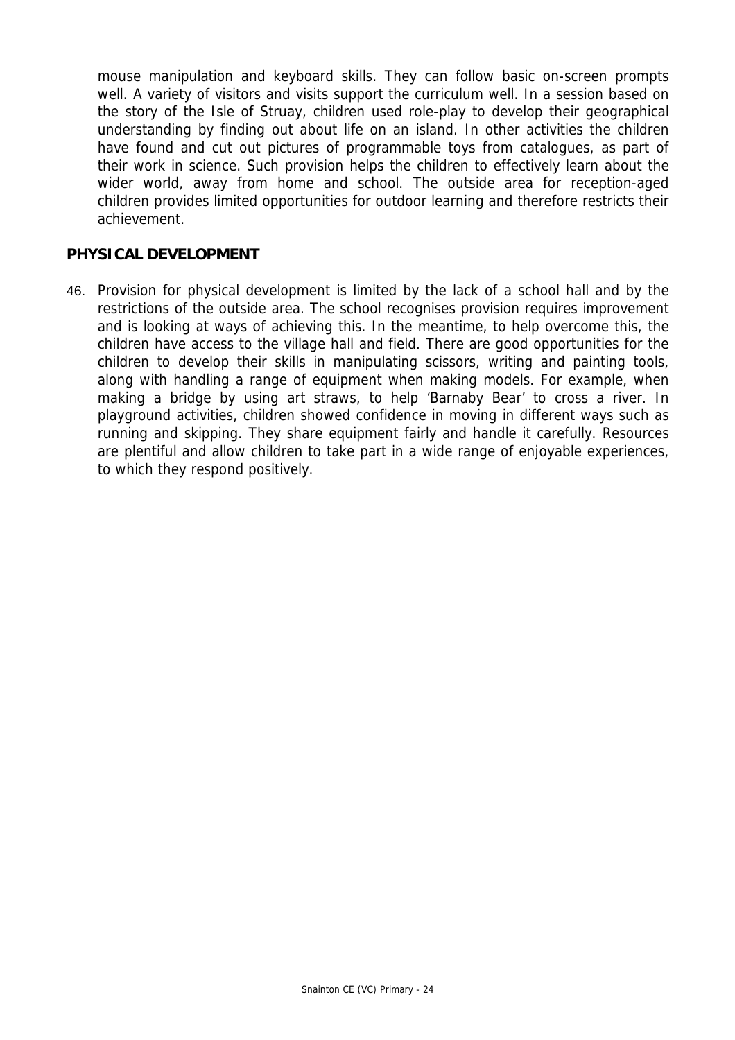mouse manipulation and keyboard skills. They can follow basic on-screen prompts well. A variety of visitors and visits support the curriculum well. In a session based on the story of the Isle of Struay, children used role-play to develop their geographical understanding by finding out about life on an island. In other activities the children have found and cut out pictures of programmable toys from catalogues, as part of their work in science. Such provision helps the children to effectively learn about the wider world, away from home and school. The outside area for reception-aged children provides limited opportunities for outdoor learning and therefore restricts their achievement.

## PHYSICAL DEVELOPMENT

46. Provision for physical development is limited by the lack of a school hall and by the restrictions of the outside area. The school recognises provision requires improvement and is looking at ways of achieving this. In the meantime, to help overcome this, the children have access to the village hall and field. There are good opportunities for the children to develop their skills in manipulating scissors, writing and painting tools, along with handling a range of equipment when making models. For example, when making a bridge by using art straws, to help 'Barnaby Bear' to cross a river. In playground activities, children showed confidence in moving in different ways such as running and skipping. They share equipment fairly and handle it carefully. Resources are plentiful and allow children to take part in a wide range of enjoyable experiences, to which they respond positively.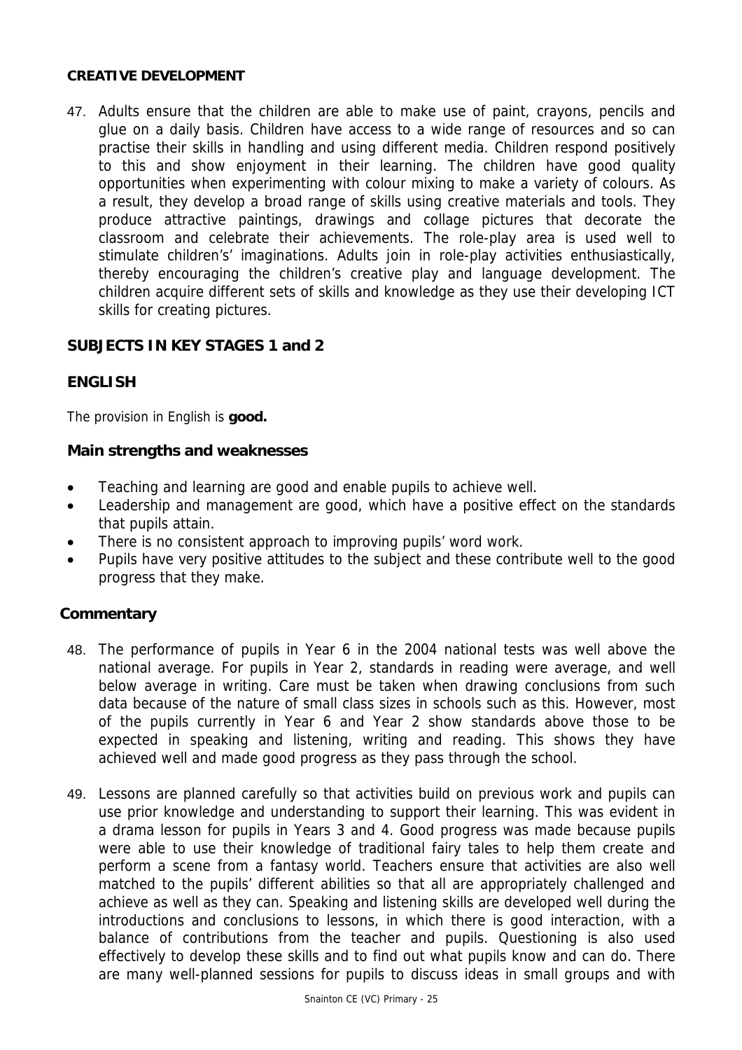### CREATIVE DEVELOPMENT

47. Adults ensure that the children are able to make use of paint, crayons, pencils and glue on a daily basis. Children have access to a wide range of resources and so can practise their skills in handling and using different media. Children respond positively to this and show enjoyment in their learning. The children have good quality opportunities when experimenting with colour mixing to make a variety of colours. As a result, they develop a broad range of skills using creative materials and tools. They produce attractive paintings, drawings and collage pictures that decorate the classroom and celebrate their achievements. The role-play area is used well to stimulate children's' imaginations. Adults join in role-play activities enthusiastically, thereby encouraging the children's creative play and language development. The children acquire different sets of skills and knowledge as they use their developing ICT skills for creating pictures.

## SUBJECTS IN KEY STAGES 1 and 2

## ENGLISH

The provision in English is **good.**

### Main strengths and weaknesses

- Teaching and learning are good and enable pupils to achieve well.
- Leadership and management are good, which have a positive effect on the standards that pupils attain.
- There is no consistent approach to improving pupils' word work.
- Pupils have very positive attitudes to the subject and these contribute well to the good progress that they make.

### Commentary

48. The performance of pupils in Year 6 in the 2004 national tests was well above the national average. For pupils in Year 2, standards in reading were average, and well below average in writing. Care must be taken when drawing conclusions from such data because of the nature of small class sizes in schools such as this. However, most of the pupils currently in Year 6 and Year 2 show standards above those to be expected in speaking and listening, writing and reading. This shows they have achieved well and made good progress as they pass through the school.

49. Lessons are planned carefully so that activities build on previous work and pupils can use prior knowledge and understanding to support their learning. This was evident in a drama lesson for pupils in Years 3 and 4. Good progress was made because pupils were able to use their knowledge of traditional fairy tales to help them create and perform a scene from a fantasy world. Teachers ensure that activities are also well matched to the pupils' different abilities so that all are appropriately challenged and achieve as well as they can. Speaking and listening skills are developed well during the introductions and conclusions to lessons, in which there is good interaction, with a balance of contributions from the teacher and pupils. Questioning is also used effectively to develop these skills and to find out what pupils know and can do. There are many well-planned sessions for pupils to discuss ideas in small groups and with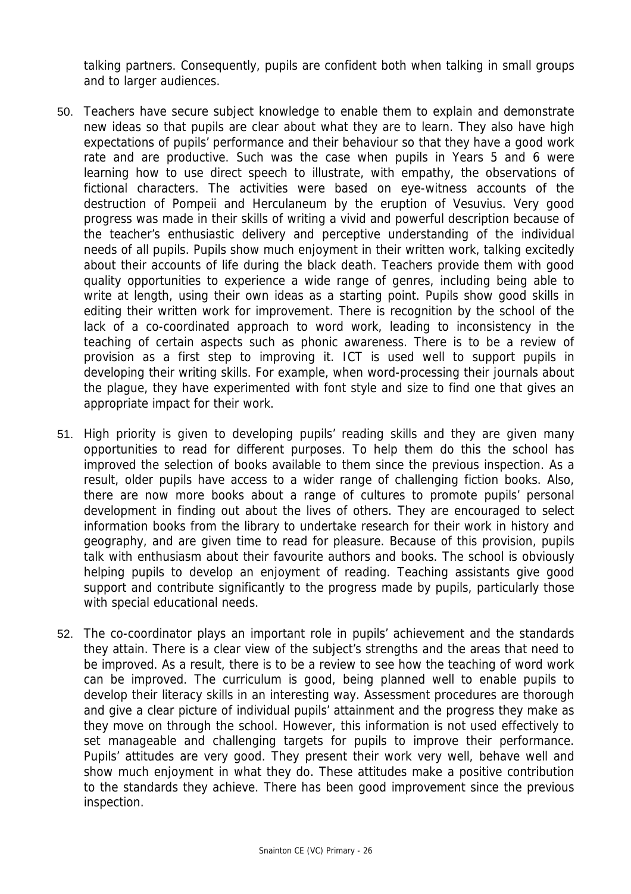talking partners. Consequently, pupils are confident both when talking in small groups and to larger audiences.

50. Teachers have secure subject knowledge to enable them to explain and demonstrate new ideas so that pupils are clear about what they are to learn. They also have high expectations of pupils' performance and their behaviour so that they have a good work rate and are productive. Such was the case when pupils in Years 5 and 6 were learning how to use direct speech to illustrate, with empathy, the observations of fictional characters. The activities were based on eye-witness accounts of the destruction of Pompeii and Herculaneum by the eruption of Vesuvius. Very good progress was made in their skills of writing a vivid and powerful description because of the teacher's enthusiastic delivery and perceptive understanding of the individual needs of all pupils. Pupils show much enjoyment in their written work, talking excitedly about their accounts of life during the black death. Teachers provide them with good quality opportunities to experience a wide range of genres, including being able to write at length, using their own ideas as a starting point. Pupils show good skills in editing their written work for improvement. There is recognition by the school of the lack of a co-coordinated approach to word work, leading to inconsistency in the teaching of certain aspects such as phonic awareness. There is to be a review of provision as a first step to improving it. ICT is used well to support pupils in developing their writing skills. For example, when word-processing their journals about the plague, they have experimented with font style and size to find one that gives an appropriate impact for their work.

51. High priority is given to developing pupils' reading skills and they are given many opportunities to read for different purposes. To help them do this the school has improved the selection of books available to them since the previous inspection. As a result, older pupils have access to a wider range of challenging fiction books. Also, there are now more books about a range of cultures to promote pupils' personal development in finding out about the lives of others. They are encouraged to select information books from the library to undertake research for their work in history and geography, and are given time to read for pleasure. Because of this provision, pupils talk with enthusiasm about their favourite authors and books. The school is obviously helping pupils to develop an enjoyment of reading. Teaching assistants give good support and contribute significantly to the progress made by pupils, particularly those with special educational needs.

52. The co-coordinator plays an important role in pupils' achievement and the standards they attain. There is a clear view of the subject's strengths and the areas that need to be improved. As a result, there is to be a review to see how the teaching of word work can be improved. The curriculum is good, being planned well to enable pupils to develop their literacy skills in an interesting way. Assessment procedures are thorough and give a clear picture of individual pupils' attainment and the progress they make as they move on through the school. However, this information is not used effectively to set manageable and challenging targets for pupils to improve their performance. Pupils' attitudes are very good. They present their work very well, behave well and show much enjoyment in what they do. These attitudes make a positive contribution to the standards they achieve. There has been good improvement since the previous inspection.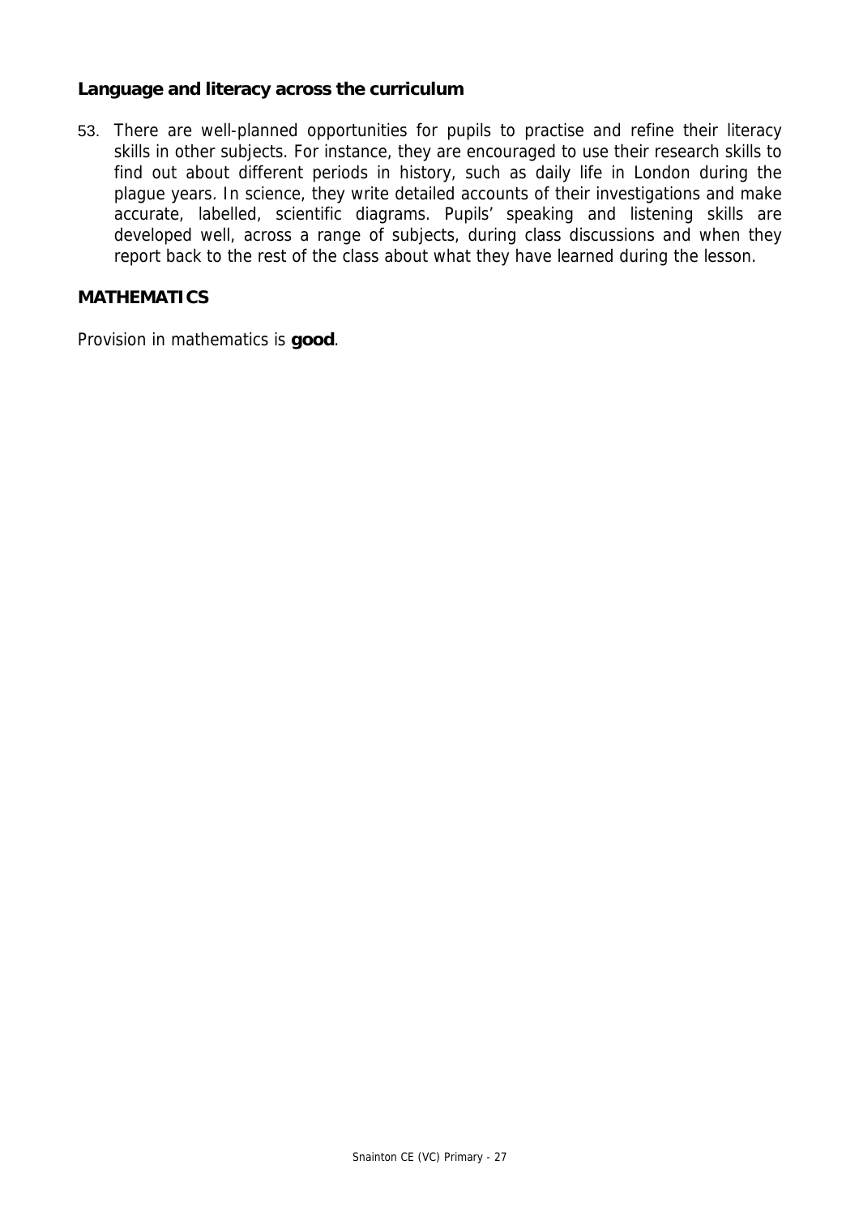### Language and literacy across the curriculum

53. There are well-planned opportunities for pupils to practise and refine their literacy skills in other subjects. For instance, they are encouraged to use their research skills to find out about different periods in history, such as daily life in London during the plague years. In science, they write detailed accounts of their investigations and make accurate, labelled, scientific diagrams. Pupils' speaking and listening skills are developed well, across a range of subjects, during class discussions and when they report back to the rest of the class about what they have learned during the lesson.

## MATHEMATICS

Provision in mathematics is **good**.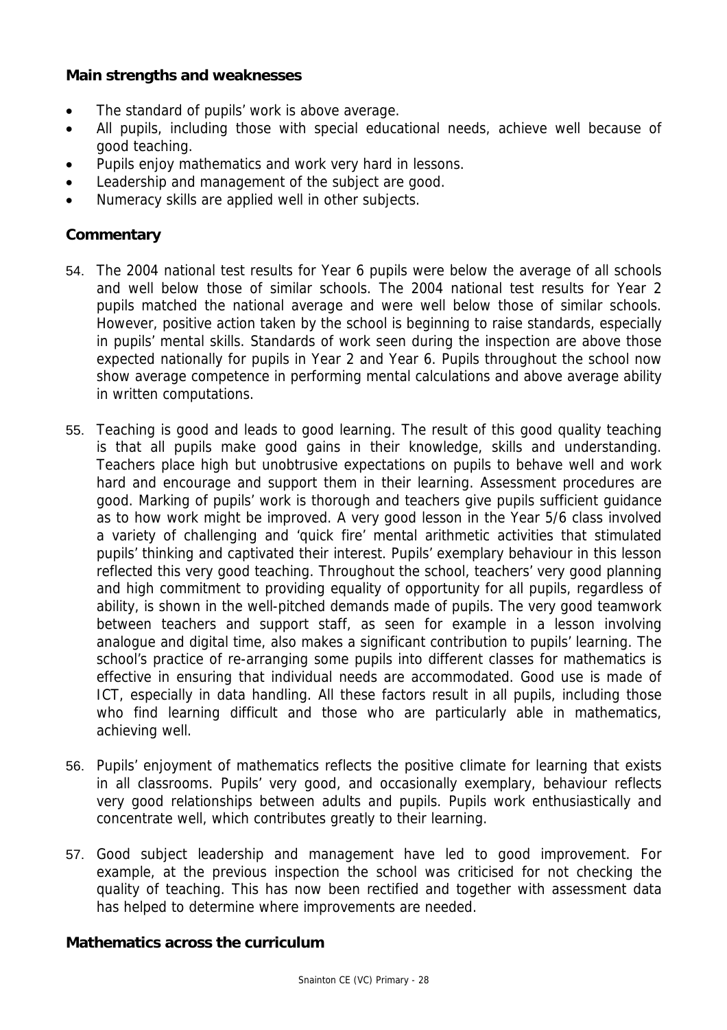**Main strengths and weaknesses**

- The standard of pupils' work is above average.
- All pupils, including those with special educational needs, achieve well because of good teaching.
- Pupils enjoy mathematics and work very hard in lessons.
- Leadership and management of the subject are good.
- Numeracy skills are applied well in other subjects.

**Commentary**

54. The 2004 national test results for Year 6 pupils were below the average of all schools and well below those of similar schools. The 2004 national test results for Year 2 pupils matched the national average and were well below those of similar schools. However, positive action taken by the school is beginning to raise standards, especially in pupils' mental skills. Standards of work seen during the inspection are above those expected nationally for pupils in Year 2 and Year 6. Pupils throughout the school now show average competence in performing mental calculations and above average ability in written computations.

55. Teaching is good and leads to good learning. The result of this good quality teaching is that all pupils make good gains in their knowledge, skills and understanding. Teachers place high but unobtrusive expectations on pupils to behave well and work hard and encourage and support them in their learning. Assessment procedures are good. Marking of pupils' work is thorough and teachers give pupils sufficient guidance as to how work might be improved. A very good lesson in the Year 5/6 class involved a variety of challenging and 'quick fire' mental arithmetic activities that stimulated pupils' thinking and captivated their interest. Pupils' exemplary behaviour in this lesson reflected this very good teaching. Throughout the school, teachers' very good planning and high commitment to providing equality of opportunity for all pupils, regardless of ability, is shown in the well-pitched demands made of pupils. The very good teamwork between teachers and support staff, as seen for example in a lesson involving analogue and digital time, also makes a significant contribution to pupils' learning. The school's practice of re-arranging some pupils into different classes for mathematics is effective in ensuring that individual needs are accommodated. Good use is made of ICT, especially in data handling. All these factors result in all pupils, including those who find learning difficult and those who are particularly able in mathematics, achieving well.

56. Pupils' enjoyment of mathematics reflects the positive climate for learning that exists in all classrooms. Pupils' very good, and occasionally exemplary, behaviour reflects very good relationships between adults and pupils. Pupils work enthusiastically and concentrate well, which contributes greatly to their learning.

57. Good subject leadership and management have led to good improvement. For example, at the previous inspection the school was criticised for not checking the quality of teaching. This has now been rectified and together with assessment data has helped to determine where improvements are needed.

**Mathematics across the curriculum**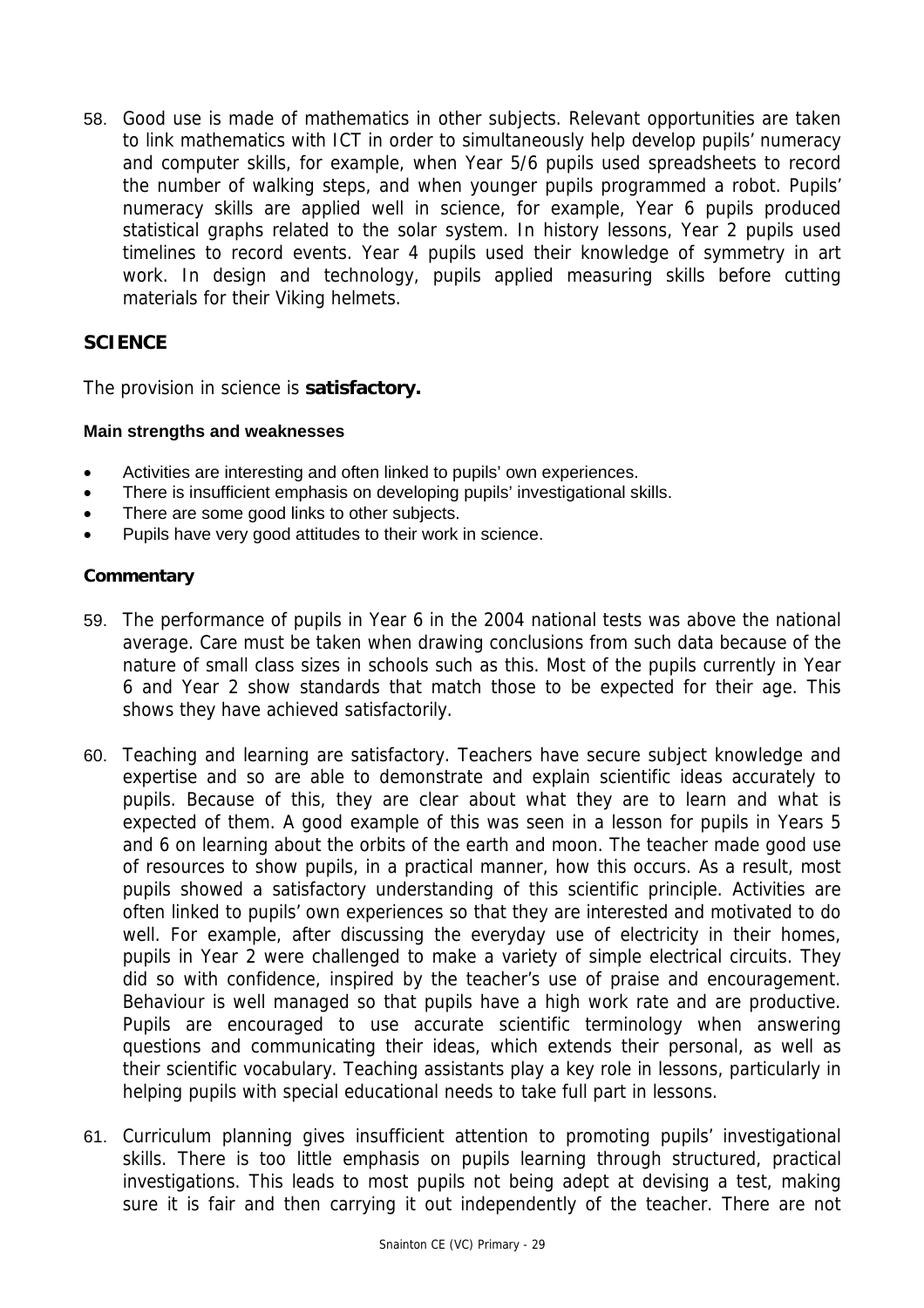58. Good use is made of mathematics in other subjects. Relevant opportunities are taken to link mathematics with ICT in order to simultaneously help develop pupils' numeracy and computer skills, for example, when Year 5/6 pupils used spreadsheets to record the number of walking steps, and when younger pupils programmed a robot. Pupils' numeracy skills are applied well in science, for example, Year 6 pupils produced statistical graphs related to the solar system. In history lessons, Year 2 pupils used timelines to record events. Year 4 pupils used their knowledge of symmetry in art work. In design and technology, pupils applied measuring skills before cutting materials for their Viking helmets.

## SCIENCE

The provision in science is **satisfactory.**

#### Main strengths and weaknesses

- Activities are interesting and often linked to pupils' own experiences.
- There is insufficient emphasis on developing pupils' investigational skills.
- There are some good links to other subjects.
- Pupils have very good attitudes to their work in science.

#### Commentary

59. The performance of pupils in Year 6 in the 2004 national tests was above the national average. Care must be taken when drawing conclusions from such data because of the nature of small class sizes in schools such as this. Most of the pupils currently in Year 6 and Year 2 show standards that match those to be expected for their age. This shows they have achieved satisfactorily.

60. Teaching and learning are satisfactory. Teachers have secure subject knowledge and expertise and so are able to demonstrate and explain scientific ideas accurately to pupils. Because of this, they are clear about what they are to learn and what is expected of them. A good example of this was seen in a lesson for pupils in Years 5 and 6 on learning about the orbits of the earth and moon. The teacher made good use of resources to show pupils, in a practical manner, how this occurs. As a result, most pupils showed a satisfactory understanding of this scientific principle. Activities are often linked to pupils' own experiences so that they are interested and motivated to do well. For example, after discussing the everyday use of electricity in their homes, pupils in Year 2 were challenged to make a variety of simple electrical circuits. They did so with confidence, inspired by the teacher's use of praise and encouragement. Behaviour is well managed so that pupils have a high work rate and are productive. Pupils are encouraged to use accurate scientific terminology when answering questions and communicating their ideas, which extends their personal, as well as their scientific vocabulary. Teaching assistants play a key role in lessons, particularly in helping pupils with special educational needs to take full part in lessons.

61. Curriculum planning gives insufficient attention to promoting pupils' investigational skills. There is too little emphasis on pupils learning through structured, practical investigations. This leads to most pupils not being adept at devising a test, making sure it is fair and then carrying it out independently of the teacher. There are not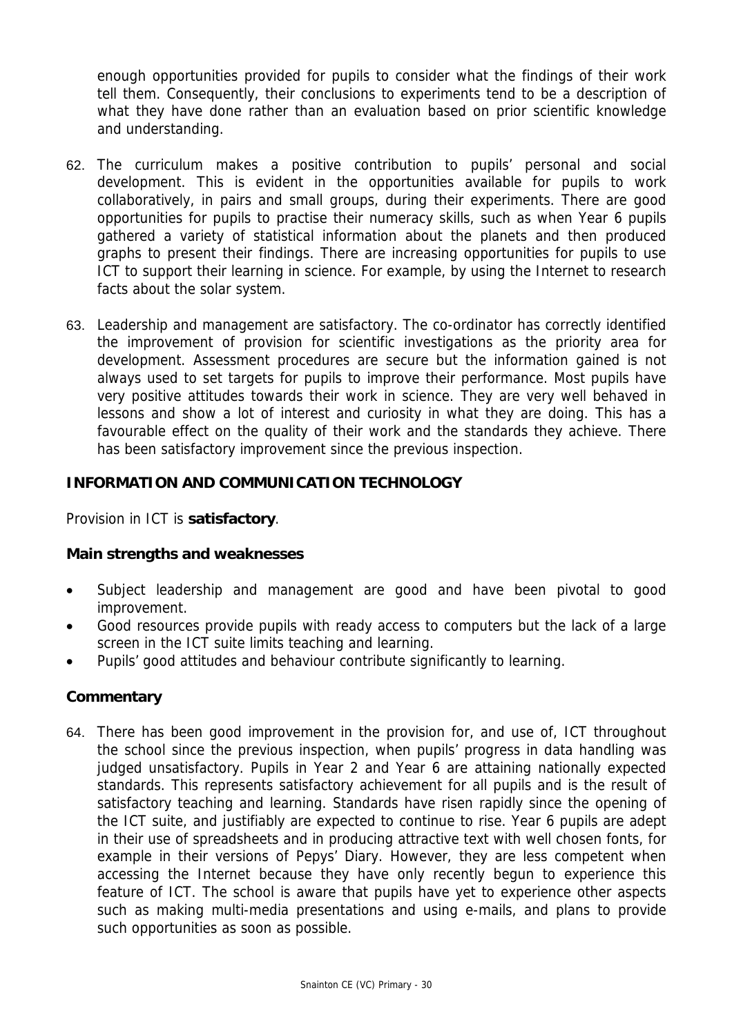enough opportunities provided for pupils to consider what the findings of their work tell them. Consequently, their conclusions to experiments tend to be a description of what they have done rather than an evaluation based on prior scientific knowledge and understanding.

62. The curriculum makes a positive contribution to pupils' personal and social development. This is evident in the opportunities available for pupils to work collaboratively, in pairs and small groups, during their experiments. There are good opportunities for pupils to practise their numeracy skills, such as when Year 6 pupils gathered a variety of statistical information about the planets and then produced graphs to present their findings. There are increasing opportunities for pupils to use ICT to support their learning in science. For example, by using the Internet to research facts about the solar system.

63. Leadership and management are satisfactory. The co-ordinator has correctly identified the improvement of provision for scientific investigations as the priority area for development. Assessment procedures are secure but the information gained is not always used to set targets for pupils to improve their performance. Most pupils have very positive attitudes towards their work in science. They are very well behaved in lessons and show a lot of interest and curiosity in what they are doing. This has a favourable effect on the quality of their work and the standards they achieve. There has been satisfactory improvement since the previous inspection.

## INFORMATION AND COMMUNICATION TECHNOLOGY

Provision in ICT is **satisfactory**.

### Main strengths and weaknesses

- Subject leadership and management are good and have been pivotal to good improvement.
- Good resources provide pupils with ready access to computers but the lack of a large screen in the ICT suite limits teaching and learning.
- Pupils' good attitudes and behaviour contribute significantly to learning.

### Commentary

64. There has been good improvement in the provision for, and use of, ICT throughout the school since the previous inspection, when pupils' progress in data handling was judged unsatisfactory. Pupils in Year 2 and Year 6 are attaining nationally expected standards. This represents satisfactory achievement for all pupils and is the result of satisfactory teaching and learning. Standards have risen rapidly since the opening of the ICT suite, and justifiably are expected to continue to rise. Year 6 pupils are adept in their use of spreadsheets and in producing attractive text with well chosen fonts, for example in their versions of Pepys' Diary. However, they are less competent when accessing the Internet because they have only recently begun to experience this feature of ICT. The school is aware that pupils have yet to experience other aspects such as making multi-media presentations and using e-mails, and plans to provide such opportunities as soon as possible.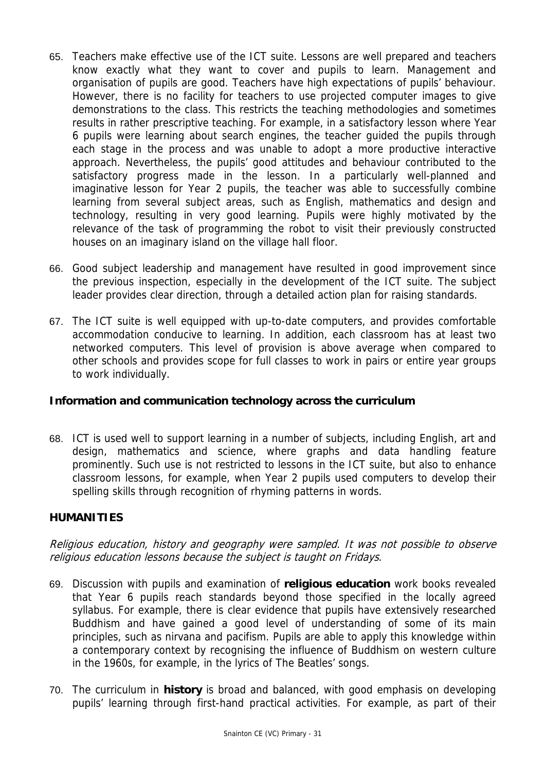65. Teachers make effective use of the ICT suite. Lessons are well prepared and teachers know exactly what they want to cover and pupils to learn. Management and organisation of pupils are good. Teachers have high expectations of pupils' behaviour. However, there is no facility for teachers to use projected computer images to give demonstrations to the class. This restricts the teaching methodologies and sometimes results in rather prescriptive teaching. For example, in a satisfactory lesson where Year 6 pupils were learning about search engines, the teacher guided the pupils through each stage in the process and was unable to adopt a more productive interactive approach. Nevertheless, the pupils' good attitudes and behaviour contributed to the satisfactory progress made in the lesson. In a particularly well-planned and imaginative lesson for Year 2 pupils, the teacher was able to successfully combine learning from several subject areas, such as English, mathematics and design and technology, resulting in very good learning. Pupils were highly motivated by the relevance of the task of programming the robot to visit their previously constructed houses on an imaginary island on the village hall floor.

66. Good subject leadership and management have resulted in good improvement since the previous inspection, especially in the development of the ICT suite. The subject leader provides clear direction, through a detailed action plan for raising standards.

67. The ICT suite is well equipped with up-to-date computers, and provides comfortable accommodation conducive to learning. In addition, each classroom has at least two networked computers. This level of provision is above average when compared to other schools and provides scope for full classes to work in pairs or entire year groups to work individually.

### Information and communication technology across the curriculum

68. ICT is used well to support learning in a number of subjects, including English, art and design, mathematics and science, where graphs and data handling feature prominently. Such use is not restricted to lessons in the ICT suite, but also to enhance classroom lessons, for example, when Year 2 pupils used computers to develop their spelling skills through recognition of rhyming patterns in words.

## HUMANITIES

*Religious education, history and geography were sampled. It was not possible to observe religious education lessons because the subject is taught on Fridays*.

69. Discussion with pupils and examination of **religious education** work books revealed that Year 6 pupils reach standards beyond those specified in the locally agreed syllabus. For example, there is clear evidence that pupils have extensively researched Buddhism and have gained a good level of understanding of some of its main principles, such as nirvana and pacifism. Pupils are able to apply this knowledge within a contemporary context by recognising the influence of Buddhism on western culture in the 1960s, for example, in the lyrics of The Beatles' songs.

70. The curriculum in **history** is broad and balanced, with good emphasis on developing pupils' learning through first-hand practical activities. For example, as part of their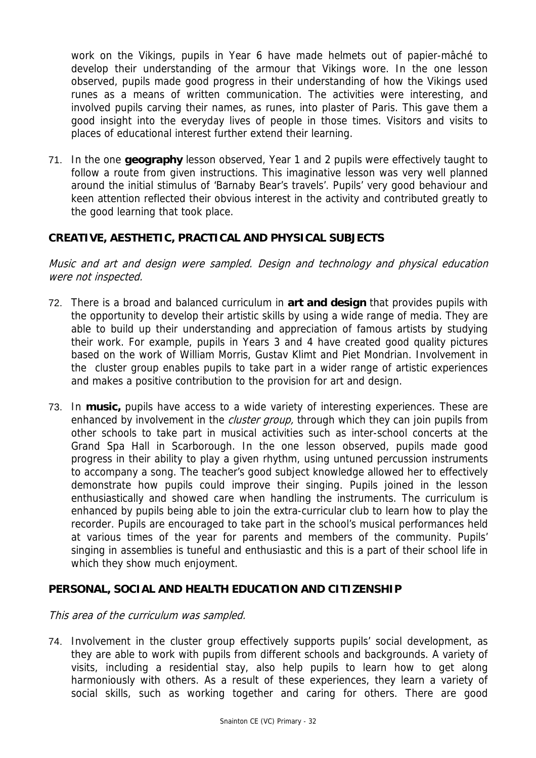work on the Vikings, pupils in Year 6 have made helmets out of papier-mâché to develop their understanding of the armour that Vikings wore. In the one lesson observed, pupils made good progress in their understanding of how the Vikings used runes as a means of written communication. The activities were interesting, and involved pupils carving their names, as runes, into plaster of Paris. This gave them a good insight into the everyday lives of people in those times. Visitors and visits to places of educational interest further extend their learning.

71. In the one **geography** lesson observed, Year 1 and 2 pupils were effectively taught to follow a route from given instructions. This imaginative lesson was very well planned around the initial stimulus of 'Barnaby Bear's travels'. Pupils' very good behaviour and keen attention reflected their obvious interest in the activity and contributed greatly to the good learning that took place.

## CREATIVE, AESTHETIC, PRACTICAL AND PHYSICAL SUBJECTS

*Music and art and design were sampled. Design and technology and physical education were not inspected.*

72. There is a broad and balanced curriculum in **art and design** that provides pupils with the opportunity to develop their artistic skills by using a wide range of media. They are able to build up their understanding and appreciation of famous artists by studying their work. For example, pupils in Years 3 and 4 have created good quality pictures based on the work of William Morris, Gustav Klimt and Piet Mondrian. Involvement in the cluster group enables pupils to take part in a wider range of artistic experiences and makes a positive contribution to the provision for art and design.

73. In **music,** pupils have access to a wide variety of interesting experiences. These are enhanced by involvement in the *cluster group,* through which they can join pupils from other schools to take part in musical activities such as inter-school concerts at the Grand Spa Hall in Scarborough. In the one lesson observed, pupils made good progress in their ability to play a given rhythm, using untuned percussion instruments to accompany a song. The teacher's good subject knowledge allowed her to effectively demonstrate how pupils could improve their singing. Pupils joined in the lesson enthusiastically and showed care when handling the instruments. The curriculum is enhanced by pupils being able to join the extra-curricular club to learn how to play the recorder. Pupils are encouraged to take part in the school's musical performances held at various times of the year for parents and members of the community. Pupils' singing in assemblies is tuneful and enthusiastic and this is a part of their school life in which they show much enjoyment.

## PERSONAL, SOCIAL AND HEALTH EDUCATION AND CITIZENSHIP

*This area of the curriculum was sampled.*

74. Involvement in the cluster group effectively supports pupils' social development, as they are able to work with pupils from different schools and backgrounds. A variety of visits, including a residential stay, also help pupils to learn how to get along harmoniously with others. As a result of these experiences, they learn a variety of social skills, such as working together and caring for others. There are good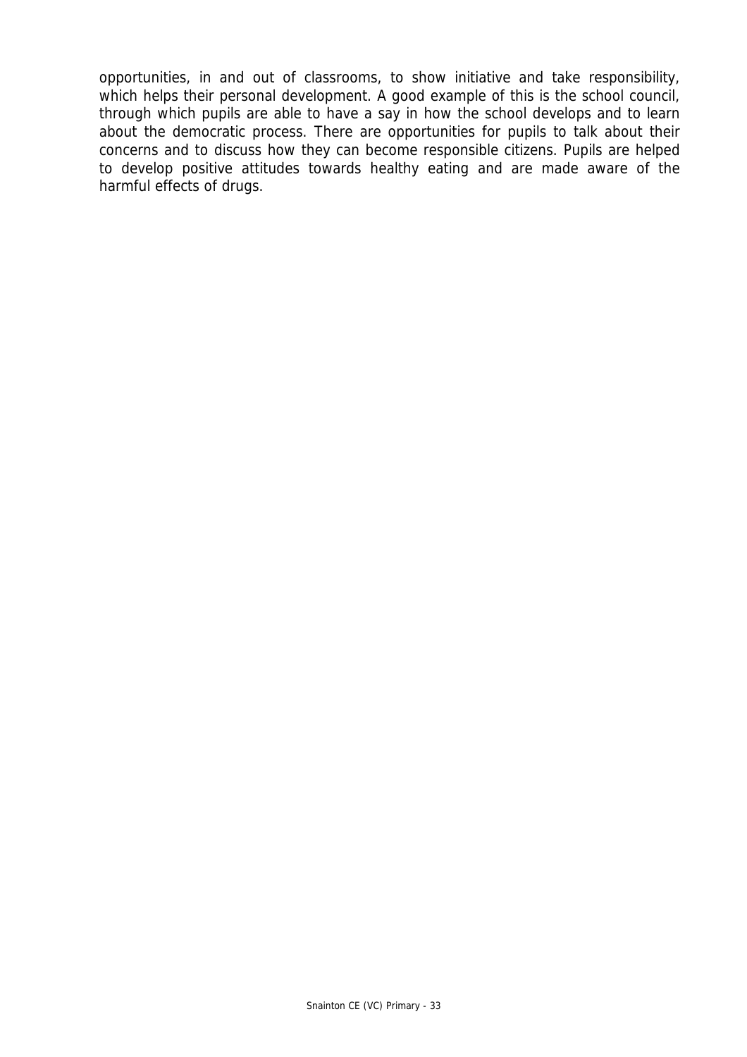opportunities, in and out of classrooms, to show initiative and take responsibility, which helps their personal development. A good example of this is the school council, through which pupils are able to have a say in how the school develops and to learn about the democratic process. There are opportunities for pupils to talk about their concerns and to discuss how they can become responsible citizens. Pupils are helped to develop positive attitudes towards healthy eating and are made aware of the harmful effects of drugs.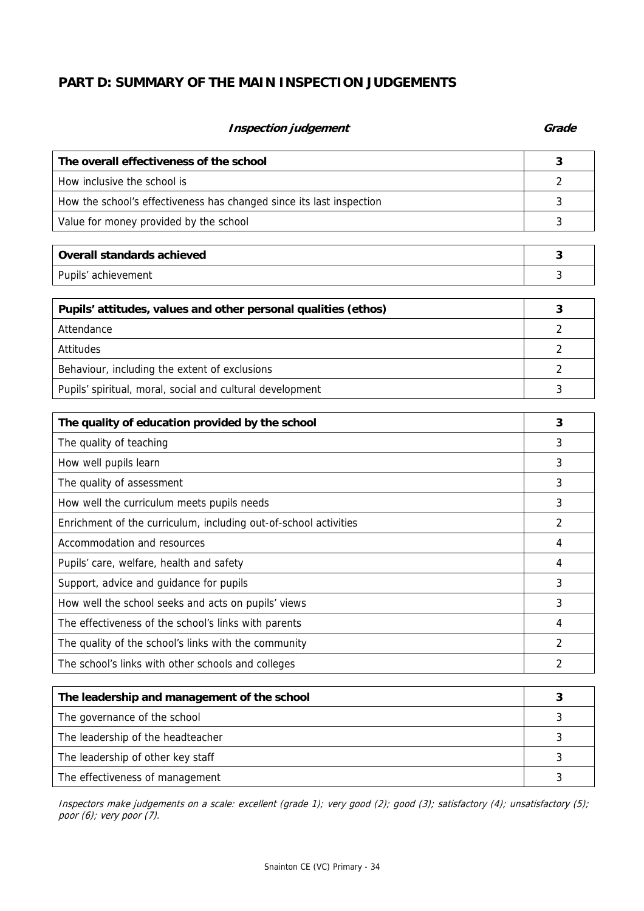## PART D: SUMMARY OF THE MAIN INSPECTION JUDGEMENTS

| *Inspection judgement* | *Grade* |
|---|---|
| **The overall effectiveness of the school** | **3** |
| How inclusive the school is | 2 |
| How the school's effectiveness has changed since its last inspection | 3 |
| Value for money provided by the school | 3 |
| **Overall standards achieved** | **3** |
| Pupils' achievement | 3 |
| **Pupils' attitudes, values and other personal qualities (ethos)** | **3** |
| Attendance | 2 |
| Attitudes | 2 |
| Behaviour, including the extent of exclusions | 2 |
| Pupils' spiritual, moral, social and cultural development | 3 |
| **The quality of education provided by the school** | **3** |
| The quality of teaching | 3 |
| How well pupils learn | 3 |
| The quality of assessment | 3 |
| How well the curriculum meets pupils needs | 3 |
| Enrichment of the curriculum, including out-of-school activities | 2 |
| Accommodation and resources | 4 |
| Pupils' care, welfare, health and safety | 4 |
| Support, advice and guidance for pupils | 3 |
| How well the school seeks and acts on pupils' views | 3 |
| The effectiveness of the school's links with parents | 4 |
| The quality of the school's links with the community | 2 |
| The school's links with other schools and colleges | 2 |
| **The leadership and management of the school** | **3** |
| The governance of the school | 3 |
| The leadership of the headteacher | 3 |
| The leadership of other key staff | 3 |
| The effectiveness of management | 3 |

*Inspectors make judgements on a scale: excellent (grade 1); very good (2); good (3); satisfactory (4); unsatisfactory (5); poor (6); very poor (7).*